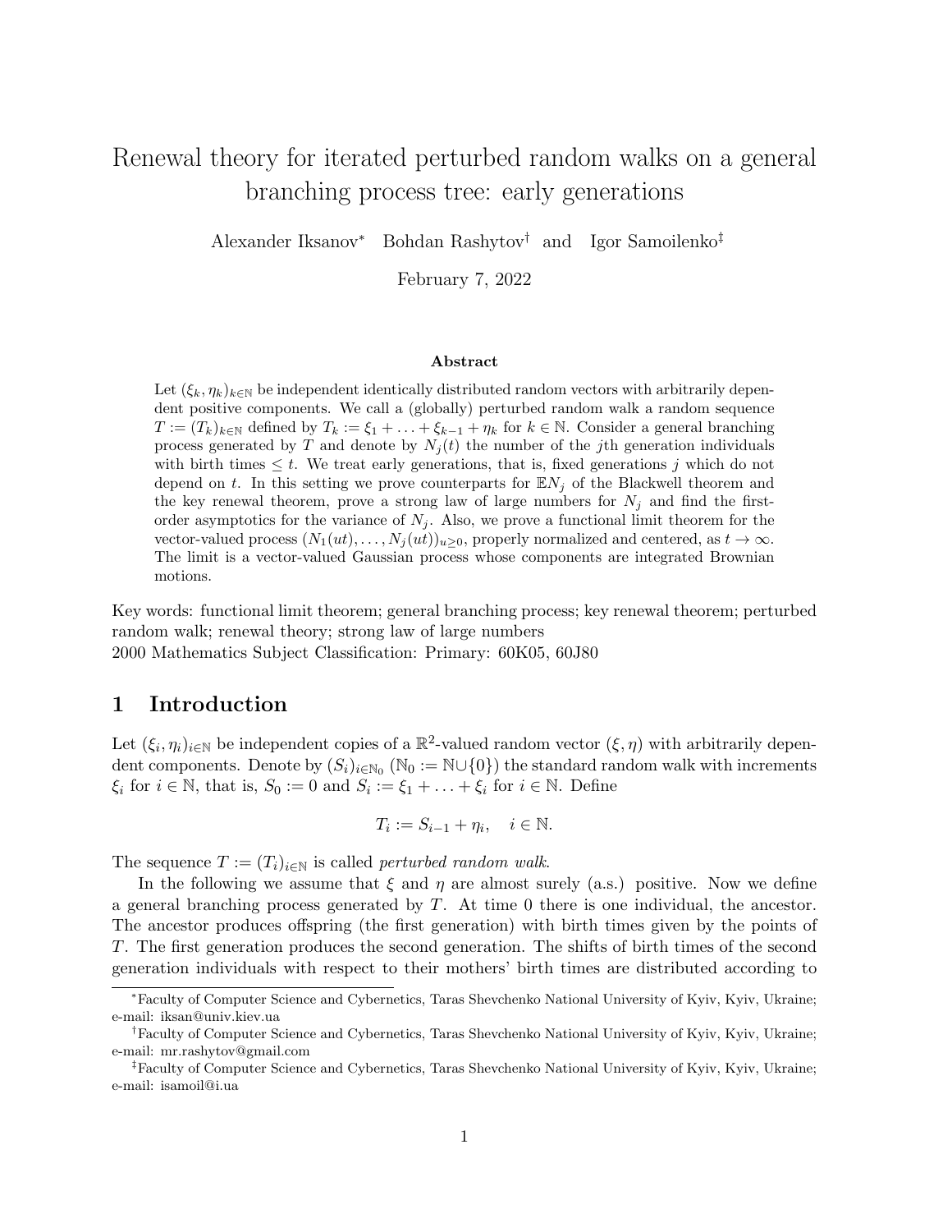# Renewal theory for iterated perturbed random walks on a general branching process tree: early generations

Alexander Iksanov[*] Bohdan Rashytov[†] and Igor Samoilenko[‡]

February 7, 2022

### Abstract

Let $(\xi_k, \eta_k)_{k\in\mathbb{N}}$ be independent identically distributed random vectors with arbitrarily dependent positive components. We call a (globally) perturbed random walk a random sequence $T := (T_k)_{k\in\mathbb{N}}$ defined by $T_k := \xi_1 + \ldots + \xi_{k-1} + \eta_k$ for $k \in \mathbb{N}$. Consider a general branching process generated by $T$ and denote by $N_j(t)$ the number of the $j$th generation individuals with birth times $\leq t$. We treat early generations, that is, fixed generations $j$ which do not depend on $t$. In this setting we prove counterparts for $\mathbb{E}N_j$ of the Blackwell theorem and the key renewal theorem, prove a strong law of large numbers for $N_j$ and find the first-order asymptotics for the variance of $N_j$. Also, we prove a functional limit theorem for the vector-valued process $(N_1(ut), \ldots, N_j(ut))_{u\geq 0}$, properly normalized and centered, as $t \to \infty$. The limit is a vector-valued Gaussian process whose components are integrated Brownian motions.

Key words: functional limit theorem; general branching process; key renewal theorem; perturbed random walk; renewal theory; strong law of large numbers

2000 Mathematics Subject Classification: Primary: 60K05, 60J80

## 1 Introduction

Let $(\xi_i, \eta_i)_{i\in\mathbb{N}}$ be independent copies of a $\mathbb{R}^2$-valued random vector $(\xi, \eta)$ with arbitrarily dependent components. Denote by $(S_i)_{i\in\mathbb{N}_0}$ ($\mathbb{N}_0 := \mathbb{N}\cup\{0\}$) the standard random walk with increments $\xi_i$ for $i \in \mathbb{N}$, that is, $S_0 := 0$ and $S_i := \xi_1 + \ldots + \xi_i$ for $i \in \mathbb{N}$. Define

$$T_i := S_{i-1} + \eta_i, \quad i \in \mathbb{N}.$$

The sequence $T := (T_i)_{i\in\mathbb{N}}$ is called *perturbed random walk*.

In the following we assume that $\xi$ and $\eta$ are almost surely (a.s.) positive. Now we define a general branching process generated by $T$. At time 0 there is one individual, the ancestor. The ancestor produces offspring (the first generation) with birth times given by the points of $T$. The first generation produces the second generation. The shifts of birth times of the second generation individuals with respect to their mothers' birth times are distributed according to

[*]Faculty of Computer Science and Cybernetics, Taras Shevchenko National University of Kyiv, Kyiv, Ukraine; e-mail: iksan@univ.kiev.ua

[†]Faculty of Computer Science and Cybernetics, Taras Shevchenko National University of Kyiv, Kyiv, Ukraine; e-mail: mr.rashytov@gmail.com

[‡]Faculty of Computer Science and Cybernetics, Taras Shevchenko National University of Kyiv, Kyiv, Ukraine; e-mail: isamoil@i.ua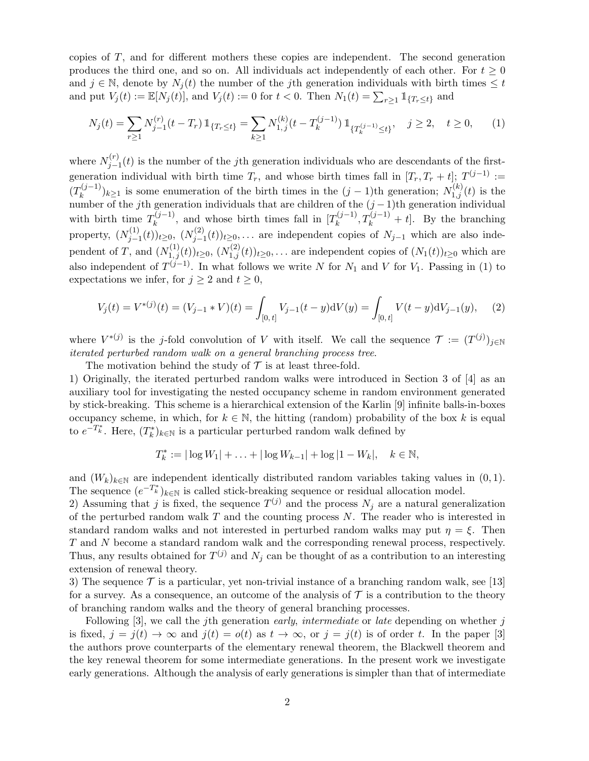copies of $T$, and for different mothers these copies are independent. The second generation produces the third one, and so on. All individuals act independently of each other. For $t \geq 0$ and $j \in \mathbb{N}$, denote by $N_j(t)$ the number of the $j$th generation individuals with birth times $\leq t$ and put $V_j(t) := \mathbb{E}[N_j(t)]$, and $V_j(t) := 0$ for $t < 0$. Then $N_1(t) = \sum_{r\geq 1} \mathbb{1}_{\{T_r \leq t\}}$ and

$$N_j(t) = \sum_{r\geq 1} N_{j-1}^{(r)}(t - T_r)\, \mathbb{1}_{\{T_r \leq t\}} = \sum_{k\geq 1} N_{1,j}^{(k)}(t - T_k^{(j-1)})\, \mathbb{1}_{\{T_k^{(j-1)} \leq t\}}, \quad j \geq 2, \quad t \geq 0, \tag{1}$$

where $N_{j-1}^{(r)}(t)$ is the number of the $j$th generation individuals who are descendants of the first-generation individual with birth time $T_r$, and whose birth times fall in $[T_r, T_r + t]$; $T^{(j-1)} := (T_k^{(j-1)})_{k\geq 1}$ is some enumeration of the birth times in the $(j-1)$th generation; $N_{1,j}^{(k)}(t)$ is the number of the $j$th generation individuals that are children of the $(j-1)$th generation individual with birth time $T_k^{(j-1)}$, and whose birth times fall in $[T_k^{(j-1)}, T_k^{(j-1)} + t]$. By the branching property, $(N_{j-1}^{(1)}(t))_{t\geq 0}$, $(N_{j-1}^{(2)}(t))_{t\geq 0}, \ldots$ are independent copies of $N_{j-1}$ which are also independent of $T$, and $(N_{1,j}^{(1)}(t))_{t\geq 0}$, $(N_{1,j}^{(2)}(t))_{t\geq 0}, \ldots$ are independent copies of $(N_1(t))_{t\geq 0}$ which are also independent of $T^{(j-1)}$. In what follows we write $N$ for $N_1$ and $V$ for $V_1$. Passing in (1) to expectations we infer, for $j \geq 2$ and $t \geq 0$,

$$V_j(t) = V^{*(j)}(t) = (V_{j-1} * V)(t) = \int_{[0,\,t]} V_{j-1}(t-y)\mathrm{d}V(y) = \int_{[0,\,t]} V(t-y)\mathrm{d}V_{j-1}(y), \tag{2}$$

where $V^{*(j)}$ is the $j$-fold convolution of $V$ with itself. We call the sequence $\mathcal{T} := (T^{(j)})_{j\in\mathbb{N}}$ *iterated perturbed random walk on a general branching process tree*.

The motivation behind the study of $\mathcal{T}$ is at least three-fold.

1) Originally, the iterated perturbed random walks were introduced in Section 3 of [4] as an auxiliary tool for investigating the nested occupancy scheme in random environment generated by stick-breaking. This scheme is a hierarchical extension of the Karlin [9] infinite balls-in-boxes occupancy scheme, in which, for $k \in \mathbb{N}$, the hitting (random) probability of the box $k$ is equal to $e^{-T_k^*}$. Here, $(T_k^*)_{k\in\mathbb{N}}$ is a particular perturbed random walk defined by

$$T_k^* := |\log W_1| + \ldots + |\log W_{k-1}| + \log|1 - W_k|, \quad k \in \mathbb{N},$$

and $(W_k)_{k\in\mathbb{N}}$ are independent identically distributed random variables taking values in $(0, 1)$. The sequence $(e^{-T_k^*})_{k\in\mathbb{N}}$ is called stick-breaking sequence or residual allocation model.

2) Assuming that $j$ is fixed, the sequence $T^{(j)}$ and the process $N_j$ are a natural generalization of the perturbed random walk $T$ and the counting process $N$. The reader who is interested in standard random walks and not interested in perturbed random walks may put $\eta = \xi$. Then $T$ and $N$ become a standard random walk and the corresponding renewal process, respectively. Thus, any results obtained for $T^{(j)}$ and $N_j$ can be thought of as a contribution to an interesting extension of renewal theory.

3) The sequence $\mathcal{T}$ is a particular, yet non-trivial instance of a branching random walk, see [13] for a survey. As a consequence, an outcome of the analysis of $\mathcal{T}$ is a contribution to the theory of branching random walks and the theory of general branching processes.

Following [3], we call the $j$th generation *early*, *intermediate* or *late* depending on whether $j$ is fixed, $j = j(t) \to \infty$ and $j(t) = o(t)$ as $t \to \infty$, or $j = j(t)$ is of order $t$. In the paper [3] the authors prove counterparts of the elementary renewal theorem, the Blackwell theorem and the key renewal theorem for some intermediate generations. In the present work we investigate early generations. Although the analysis of early generations is simpler than that of intermediate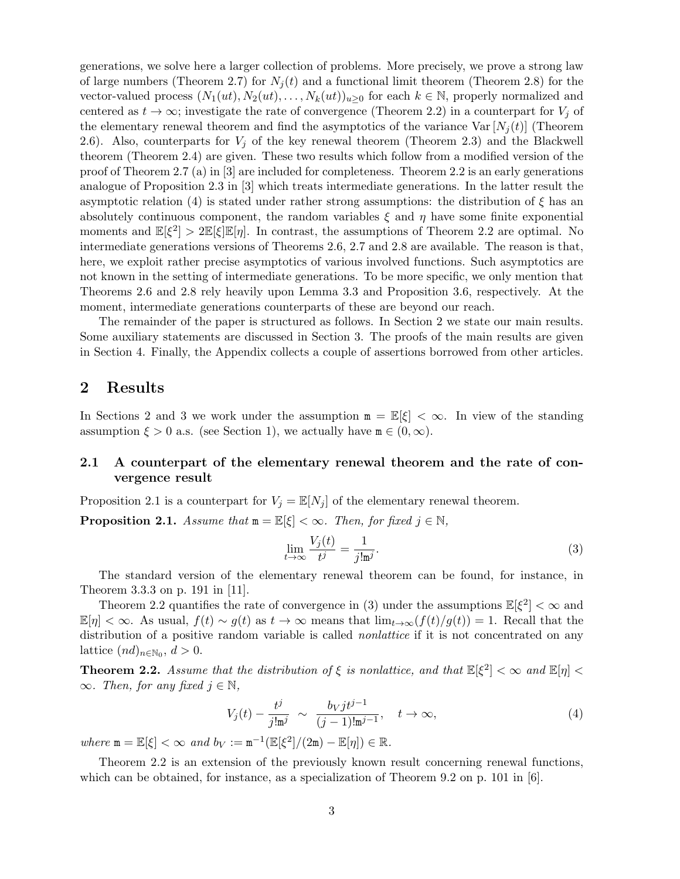generations, we solve here a larger collection of problems. More precisely, we prove a strong law of large numbers (Theorem 2.7) for $N_j(t)$ and a functional limit theorem (Theorem 2.8) for the vector-valued process $(N_1(ut), N_2(ut), \ldots, N_k(ut))_{u\geq 0}$ for each $k \in \mathbb{N}$, properly normalized and centered as $t \to \infty$; investigate the rate of convergence (Theorem 2.2) in a counterpart for $V_j$ of the elementary renewal theorem and find the asymptotics of the variance $\mathrm{Var}\,[N_j(t)]$ (Theorem 2.6). Also, counterparts for $V_j$ of the key renewal theorem (Theorem 2.3) and the Blackwell theorem (Theorem 2.4) are given. These two results which follow from a modified version of the proof of Theorem 2.7 (a) in [3] are included for completeness. Theorem 2.2 is an early generations analogue of Proposition 2.3 in [3] which treats intermediate generations. In the latter result the asymptotic relation (4) is stated under rather strong assumptions: the distribution of $\xi$ has an absolutely continuous component, the random variables $\xi$ and $\eta$ have some finite exponential moments and $\mathbb{E}[\xi^2] > 2\mathbb{E}[\xi]\mathbb{E}[\eta]$. In contrast, the assumptions of Theorem 2.2 are optimal. No intermediate generations versions of Theorems 2.6, 2.7 and 2.8 are available. The reason is that, here, we exploit rather precise asymptotics of various involved functions. Such asymptotics are not known in the setting of intermediate generations. To be more specific, we only mention that Theorems 2.6 and 2.8 rely heavily upon Lemma 3.3 and Proposition 3.6, respectively. At the moment, intermediate generations counterparts of these are beyond our reach.

The remainder of the paper is structured as follows. In Section 2 we state our main results. Some auxiliary statements are discussed in Section 3. The proofs of the main results are given in Section 4. Finally, the Appendix collects a couple of assertions borrowed from other articles.

## 2 Results

In Sections 2 and 3 we work under the assumption $\mathtt{m} = \mathbb{E}[\xi] < \infty$. In view of the standing assumption $\xi > 0$ a.s. (see Section 1), we actually have $\mathtt{m} \in (0, \infty)$.

### 2.1 A counterpart of the elementary renewal theorem and the rate of convergence result

Proposition 2.1 is a counterpart for $V_j = \mathbb{E}[N_j]$ of the elementary renewal theorem.

**Proposition 2.1.** *Assume that $\mathtt{m} = \mathbb{E}[\xi] < \infty$. Then, for fixed $j \in \mathbb{N}$,*

$$\lim_{t\to\infty} \frac{V_j(t)}{t^j} = \frac{1}{j!\mathtt{m}^j}. \tag{3}$$

The standard version of the elementary renewal theorem can be found, for instance, in Theorem 3.3.3 on p. 191 in [11].

Theorem 2.2 quantifies the rate of convergence in (3) under the assumptions $\mathbb{E}[\xi^2] < \infty$ and $\mathbb{E}[\eta] < \infty$. As usual, $f(t) \sim g(t)$ as $t \to \infty$ means that $\lim_{t\to\infty}(f(t)/g(t)) = 1$. Recall that the distribution of a positive random variable is called *nonlattice* if it is not concentrated on any lattice $(nd)_{n\in\mathbb{N}_0}$, $d > 0$.

**Theorem 2.2.** *Assume that the distribution of $\xi$ is nonlattice, and that $\mathbb{E}[\xi^2] < \infty$ and $\mathbb{E}[\eta] < \infty$. Then, for any fixed $j \in \mathbb{N}$,*

$$V_j(t) - \frac{t^j}{j!\mathtt{m}^j} \;\sim\; \frac{b_V j t^{j-1}}{(j-1)!\mathtt{m}^{j-1}}, \quad t \to \infty, \tag{4}$$

*where $\mathtt{m} = \mathbb{E}[\xi] < \infty$ and $b_V := \mathtt{m}^{-1}(\mathbb{E}[\xi^2]/(2\mathtt{m}) - \mathbb{E}[\eta]) \in \mathbb{R}$.*

Theorem 2.2 is an extension of the previously known result concerning renewal functions, which can be obtained, for instance, as a specialization of Theorem 9.2 on p. 101 in [6].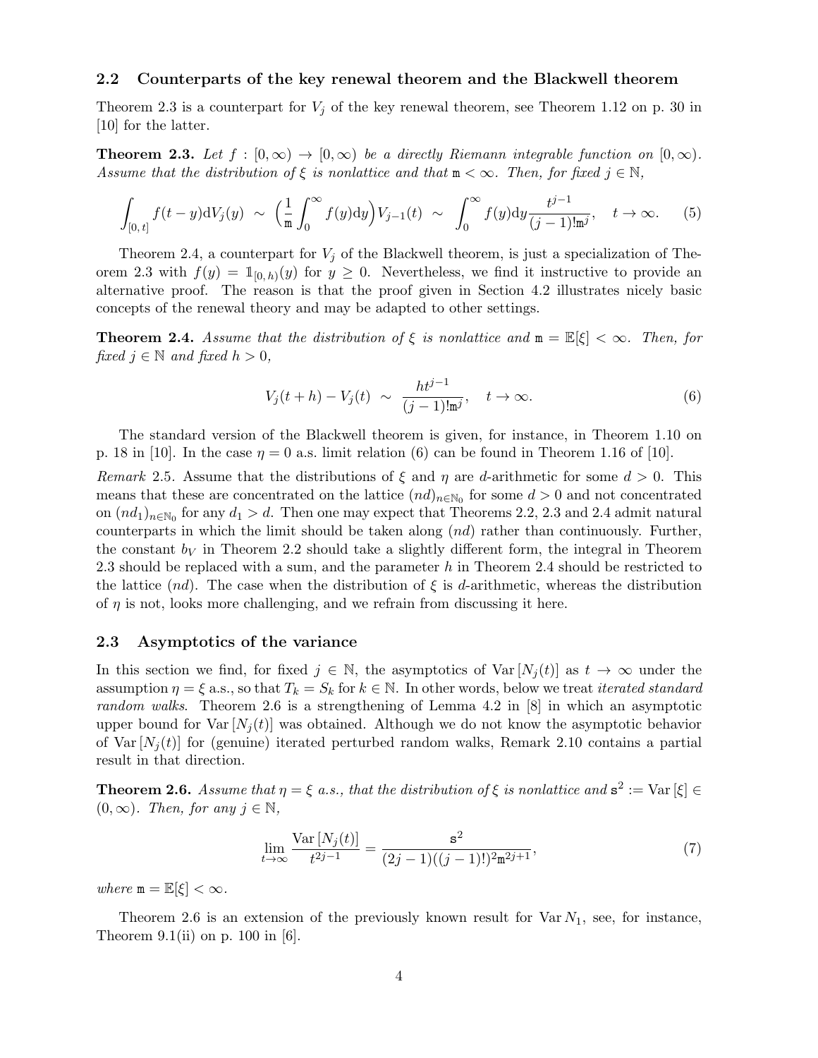### 2.2 Counterparts of the key renewal theorem and the Blackwell theorem

Theorem 2.3 is a counterpart for $V_j$ of the key renewal theorem, see Theorem 1.12 on p. 30 in [10] for the latter.

**Theorem 2.3.** *Let $f : [0, \infty) \to [0, \infty)$ be a directly Riemann integrable function on $[0, \infty)$. Assume that the distribution of $\xi$ is nonlattice and that $\mathtt{m} < \infty$. Then, for fixed $j \in \mathbb{N}$,*

$$\int_{[0,\,t]} f(t-y)\mathrm{d}V_j(y) \;\sim\; \Big(\frac{1}{\mathtt{m}}\int_0^\infty f(y)\mathrm{d}y\Big)V_{j-1}(t) \;\sim\; \int_0^\infty f(y)\mathrm{d}y\frac{t^{j-1}}{(j-1)!\mathtt{m}^j}, \quad t \to \infty. \tag{5}$$

Theorem 2.4, a counterpart for $V_j$ of the Blackwell theorem, is just a specialization of Theorem 2.3 with $f(y) = \mathbb{1}_{[0,\,h)}(y)$ for $y \geq 0$. Nevertheless, we find it instructive to provide an alternative proof. The reason is that the proof given in Section 4.2 illustrates nicely basic concepts of the renewal theory and may be adapted to other settings.

**Theorem 2.4.** *Assume that the distribution of $\xi$ is nonlattice and $\mathtt{m} = \mathbb{E}[\xi] < \infty$. Then, for fixed $j \in \mathbb{N}$ and fixed $h > 0$,*

$$V_j(t+h) - V_j(t) \;\sim\; \frac{ht^{j-1}}{(j-1)!\mathtt{m}^j}, \quad t \to \infty. \tag{6}$$

The standard version of the Blackwell theorem is given, for instance, in Theorem 1.10 on p. 18 in [10]. In the case $\eta = 0$ a.s. limit relation (6) can be found in Theorem 1.16 of [10].

*Remark* 2.5. Assume that the distributions of $\xi$ and $\eta$ are $d$-arithmetic for some $d > 0$. This means that these are concentrated on the lattice $(nd)_{n\in\mathbb{N}_0}$ for some $d > 0$ and not concentrated on $(nd_1)_{n\in\mathbb{N}_0}$ for any $d_1 > d$. Then one may expect that Theorems 2.2, 2.3 and 2.4 admit natural counterparts in which the limit should be taken along $(nd)$ rather than continuously. Further, the constant $b_V$ in Theorem 2.2 should take a slightly different form, the integral in Theorem 2.3 should be replaced with a sum, and the parameter $h$ in Theorem 2.4 should be restricted to the lattice $(nd)$. The case when the distribution of $\xi$ is $d$-arithmetic, whereas the distribution of $\eta$ is not, looks more challenging, and we refrain from discussing it here.

### 2.3 Asymptotics of the variance

In this section we find, for fixed $j \in \mathbb{N}$, the asymptotics of $\mathrm{Var}\,[N_j(t)]$ as $t \to \infty$ under the assumption $\eta = \xi$ a.s., so that $T_k = S_k$ for $k \in \mathbb{N}$. In other words, below we treat *iterated standard random walks*. Theorem 2.6 is a strengthening of Lemma 4.2 in [8] in which an asymptotic upper bound for $\mathrm{Var}\,[N_j(t)]$ was obtained. Although we do not know the asymptotic behavior of $\mathrm{Var}\,[N_j(t)]$ for (genuine) iterated perturbed random walks, Remark 2.10 contains a partial result in that direction.

**Theorem 2.6.** *Assume that $\eta = \xi$ a.s., that the distribution of $\xi$ is nonlattice and $\mathtt{s}^2 := \mathrm{Var}\,[\xi] \in (0, \infty)$. Then, for any $j \in \mathbb{N}$,*

$$\lim_{t\to\infty} \frac{\mathrm{Var}\,[N_j(t)]}{t^{2j-1}} = \frac{\mathtt{s}^2}{(2j-1)((j-1)!)^2\mathtt{m}^{2j+1}}, \tag{7}$$

*where $\mathtt{m} = \mathbb{E}[\xi] < \infty$.*

Theorem 2.6 is an extension of the previously known result for $\mathrm{Var}\,N_1$, see, for instance, Theorem 9.1(ii) on p. 100 in [6].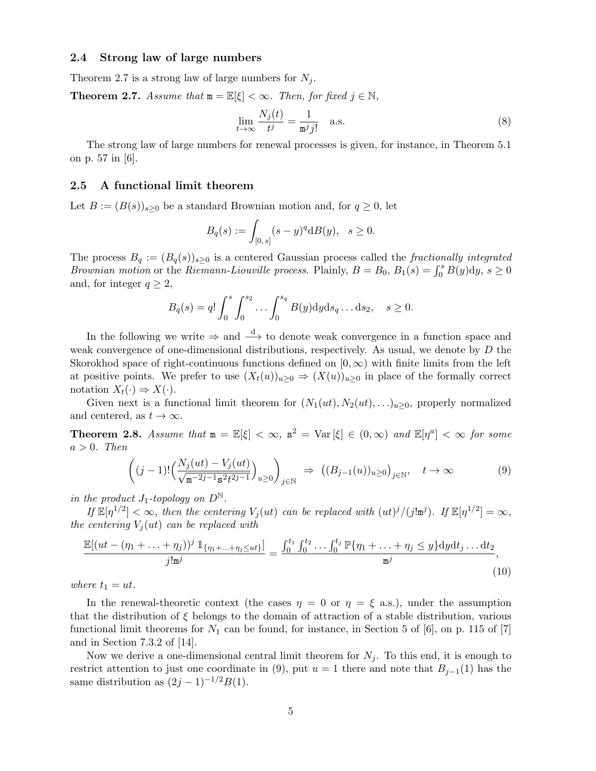### 2.4 Strong law of large numbers

Theorem 2.7 is a strong law of large numbers for $N_j$.

**Theorem 2.7.** *Assume that $\mathtt{m} = \mathbb{E}[\xi] < \infty$. Then, for fixed $j \in \mathbb{N}$,*

$$\lim_{t\to\infty} \frac{N_j(t)}{t^j} = \frac{1}{\mathtt{m}^j j!} \quad \text{a.s.} \tag{8}$$

The strong law of large numbers for renewal processes is given, for instance, in Theorem 5.1 on p. 57 in [6].

### 2.5 A functional limit theorem

Let $B := (B(s))_{s\geq 0}$ be a standard Brownian motion and, for $q \geq 0$, let

$$B_q(s) := \int_{[0,\,s]} (s-y)^q \mathrm{d}B(y), \quad s \geq 0.$$

The process $B_q := (B_q(s))_{s\geq 0}$ is a centered Gaussian process called the *fractionally integrated Brownian motion* or the *Riemann-Liouville process*. Plainly, $B = B_0$, $B_1(s) = \int_0^s B(y)\mathrm{d}y$, $s \geq 0$ and, for integer $q \geq 2$,

$$B_q(s) = q! \int_0^s \int_0^{s_2} \ldots \int_0^{s_q} B(y) \mathrm{d}y \mathrm{d}s_q \ldots \mathrm{d}s_2, \quad s \geq 0.$$

In the following we write $\Rightarrow$ and $\stackrel{\mathrm{d}}{\longrightarrow}$ to denote weak convergence in a function space and weak convergence of one-dimensional distributions, respectively. As usual, we denote by $D$ the Skorokhod space of right-continuous functions defined on $[0,\infty)$ with finite limits from the left at positive points. We prefer to use $(X_t(u))_{u\geq 0} \Rightarrow (X(u))_{u\geq 0}$ in place of the formally correct notation $X_t(\cdot) \Rightarrow X(\cdot)$.

Given next is a functional limit theorem for $(N_1(ut), N_2(ut), \ldots)_{u\geq 0}$, properly normalized and centered, as $t \to \infty$.

**Theorem 2.8.** *Assume that $\mathtt{m} = \mathbb{E}[\xi] < \infty$, $\mathtt{s}^2 = \mathrm{Var}\,[\xi] \in (0,\infty)$ and $\mathbb{E}[\eta^a] < \infty$ for some $a > 0$. Then*

$$\left( (j-1)! \Big( \frac{N_j(ut) - V_j(ut)}{\sqrt{\mathtt{m}^{-2j-1}\mathtt{s}^2 t^{2j-1}}} \Big)_{u\geq 0} \right)_{j\in\mathbb{N}} \Rightarrow \big( (B_{j-1}(u))_{u\geq 0} \big)_{j\in\mathbb{N}}, \quad t \to \infty \tag{9}$$

*in the product $J_1$-topology on $D^{\mathbb{N}}$.*

*If $\mathbb{E}[\eta^{1/2}] < \infty$, then the centering $V_j(ut)$ can be replaced with $(ut)^j/(j!\mathtt{m}^j)$. If $\mathbb{E}[\eta^{1/2}] = \infty$, the centering $V_j(ut)$ can be replaced with*

$$\frac{\mathbb{E}[(ut - (\eta_1 + \ldots + \eta_j))^j \, \mathbb{1}_{\{\eta_1+\ldots+\eta_j \leq ut\}}]}{j!\mathtt{m}^j} = \frac{\int_0^{t_1}\int_0^{t_2} \ldots \int_0^{t_j} \mathbb{P}\{\eta_1 + \ldots + \eta_j \leq y\} \mathrm{d}y \mathrm{d}t_j \ldots \mathrm{d}t_2}{\mathtt{m}^j}, \tag{10}$$

*where $t_1 = ut$.*

In the renewal-theoretic context (the cases $\eta = 0$ or $\eta = \xi$ a.s.), under the assumption that the distribution of $\xi$ belongs to the domain of attraction of a stable distribution, various functional limit theorems for $N_1$ can be found, for instance, in Section 5 of [6], on p. 115 of [7] and in Section 7.3.2 of [14].

Now we derive a one-dimensional central limit theorem for $N_j$. To this end, it is enough to restrict attention to just one coordinate in (9), put $u = 1$ there and note that $B_{j-1}(1)$ has the same distribution as $(2j-1)^{-1/2}B(1)$.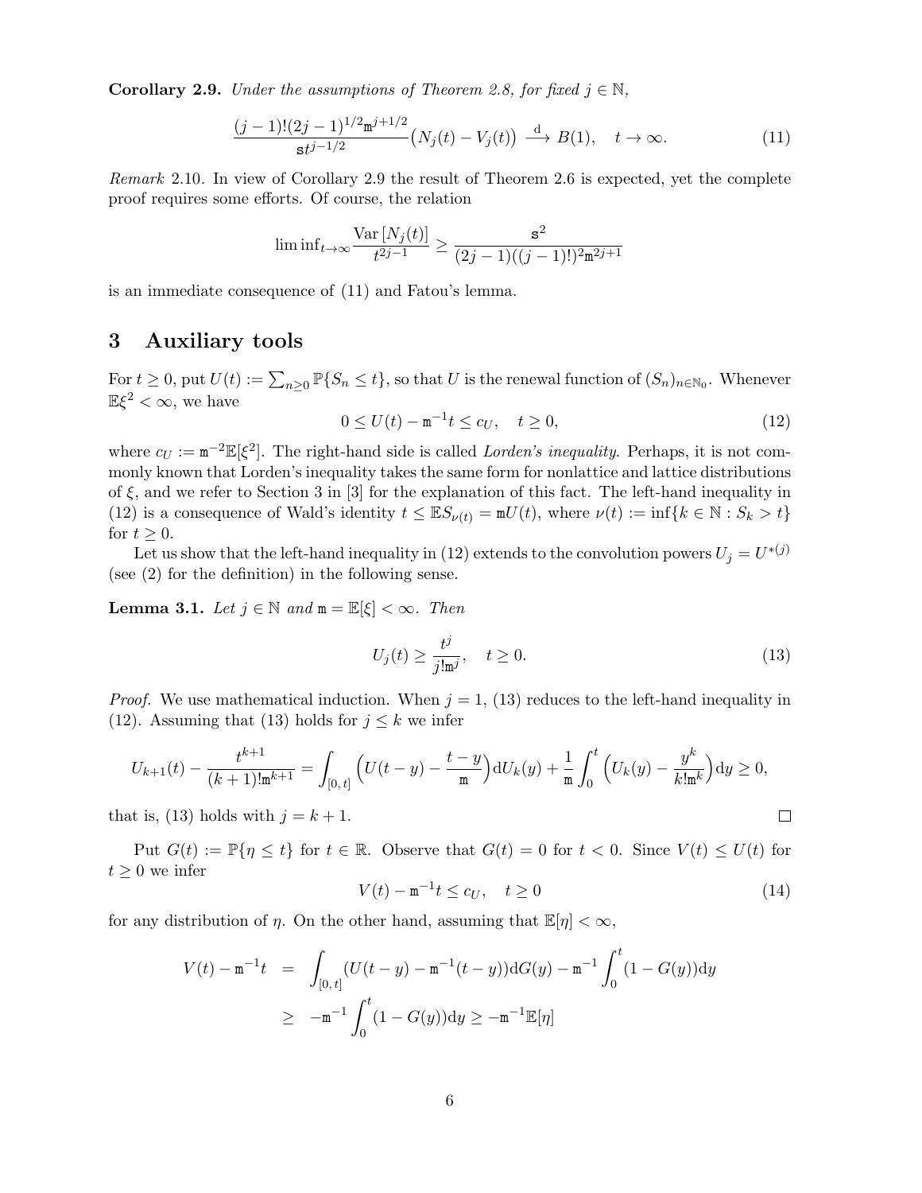**Corollary 2.9.** *Under the assumptions of Theorem 2.8, for fixed $j \in \mathbb{N}$,*

$$\frac{(j-1)!(2j-1)^{1/2}\mathtt{m}^{j+1/2}}{\mathtt{s}t^{j-1/2}}\big(N_j(t) - V_j(t)\big) \xrightarrow{\mathrm{d}} B(1), \quad t \to \infty. \tag{11}$$

*Remark* 2.10. In view of Corollary 2.9 the result of Theorem 2.6 is expected, yet the complete proof requires some efforts. Of course, the relation

$$\liminf_{t\to\infty} \frac{\mathrm{Var}\,[N_j(t)]}{t^{2j-1}} \geq \frac{\mathtt{s}^2}{(2j-1)((j-1)!)^2\mathtt{m}^{2j+1}}$$

is an immediate consequence of (11) and Fatou's lemma.

# 3 Auxiliary tools

For $t \geq 0$, put $U(t) := \sum_{n\geq 0} \mathbb{P}\{S_n \leq t\}$, so that $U$ is the renewal function of $(S_n)_{n\in\mathbb{N}_0}$. Whenever $\mathbb{E}\xi^2 < \infty$, we have

$$0 \leq U(t) - \mathtt{m}^{-1}t \leq c_U, \quad t \geq 0, \tag{12}$$

where $c_U := \mathtt{m}^{-2}\mathbb{E}[\xi^2]$. The right-hand side is called *Lorden's inequality*. Perhaps, it is not commonly known that Lorden's inequality takes the same form for nonlattice and lattice distributions of $\xi$, and we refer to Section 3 in [3] for the explanation of this fact. The left-hand inequality in (12) is a consequence of Wald's identity $t \leq \mathbb{E}S_{\nu(t)} = \mathtt{m}U(t)$, where $\nu(t) := \inf\{k \in \mathbb{N} : S_k > t\}$ for $t \geq 0$.

Let us show that the left-hand inequality in (12) extends to the convolution powers $U_j = U^{*(j)}$ (see (2) for the definition) in the following sense.

**Lemma 3.1.** *Let $j \in \mathbb{N}$ and $\mathtt{m} = \mathbb{E}[\xi] < \infty$. Then*

$$U_j(t) \geq \frac{t^j}{j!\mathtt{m}^j}, \quad t \geq 0. \tag{13}$$

*Proof.* We use mathematical induction. When $j = 1$, (13) reduces to the left-hand inequality in (12). Assuming that (13) holds for $j \leq k$ we infer

$$U_{k+1}(t) - \frac{t^{k+1}}{(k+1)!\mathtt{m}^{k+1}} = \int_{[0,\,t]} \Big(U(t-y) - \frac{t-y}{\mathtt{m}}\Big)\mathrm{d}U_k(y) + \frac{1}{\mathtt{m}}\int_0^t \Big(U_k(y) - \frac{y^k}{k!\mathtt{m}^k}\Big)\mathrm{d}y \geq 0,$$

that is, (13) holds with $j = k+1$. $\square$

Put $G(t) := \mathbb{P}\{\eta \leq t\}$ for $t \in \mathbb{R}$. Observe that $G(t) = 0$ for $t < 0$. Since $V(t) \leq U(t)$ for $t \geq 0$ we infer

$$V(t) - \mathtt{m}^{-1}t \leq c_U, \quad t \geq 0 \tag{14}$$

for any distribution of $\eta$. On the other hand, assuming that $\mathbb{E}[\eta] < \infty$,

$$\begin{aligned}
V(t) - \mathtt{m}^{-1}t &= \int_{[0,\,t]} (U(t-y) - \mathtt{m}^{-1}(t-y))\mathrm{d}G(y) - \mathtt{m}^{-1}\int_0^t (1 - G(y))\mathrm{d}y \\
&\geq -\mathtt{m}^{-1}\int_0^t (1-G(y))\mathrm{d}y \geq -\mathtt{m}^{-1}\mathbb{E}[\eta]
\end{aligned}$$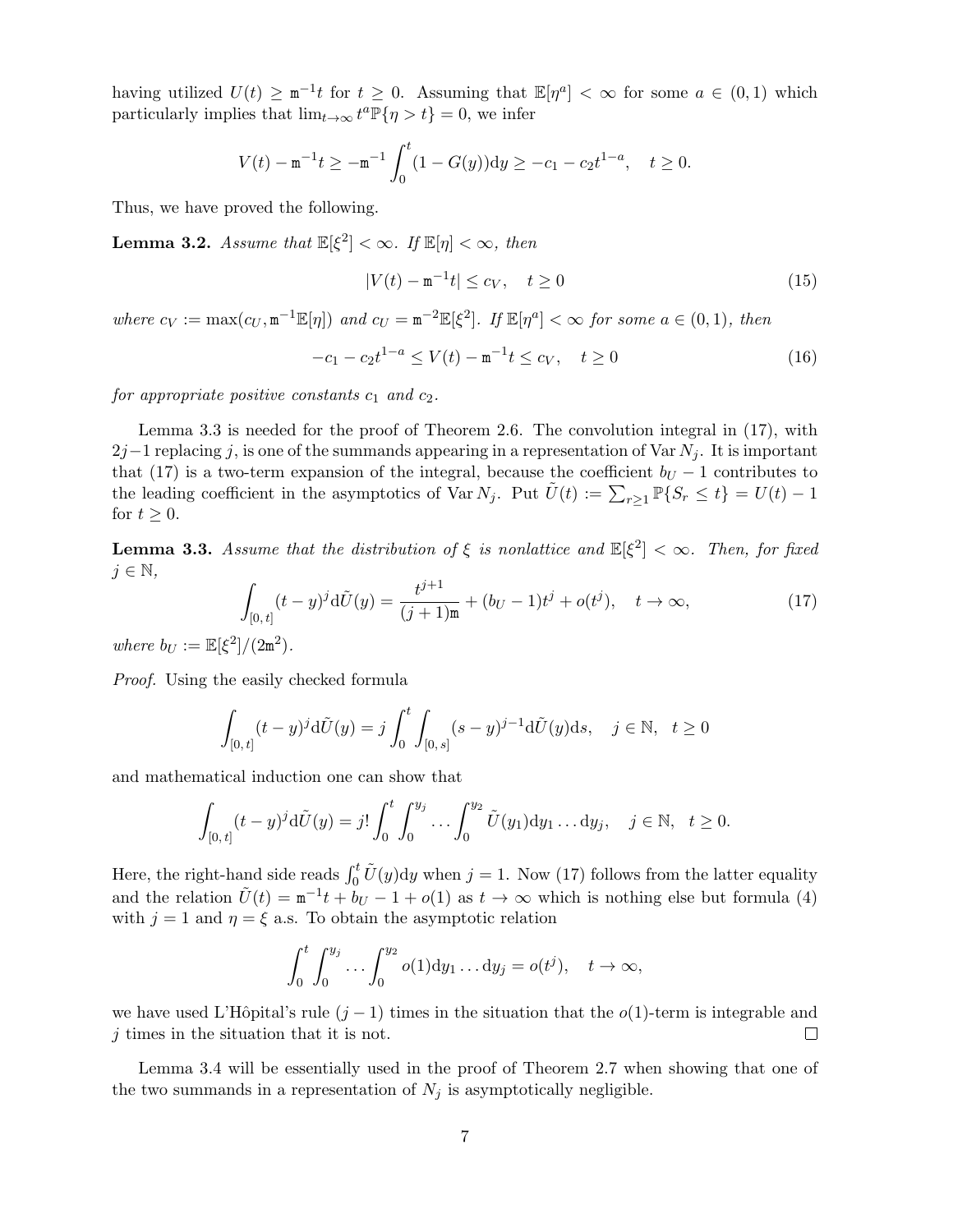having utilized $U(t) \geq \mathtt{m}^{-1}t$ for $t \geq 0$. Assuming that $\mathbb{E}[\eta^a] < \infty$ for some $a \in (0,1)$ which particularly implies that $\lim_{t\to\infty} t^a \mathbb{P}\{\eta > t\} = 0$, we infer

$$V(t) - \mathtt{m}^{-1}t \geq -\mathtt{m}^{-1} \int_0^t (1 - G(y))\mathrm{d}y \geq -c_1 - c_2 t^{1-a}, \quad t \geq 0.$$

Thus, we have proved the following.

**Lemma 3.2.** *Assume that $\mathbb{E}[\xi^2] < \infty$. If $\mathbb{E}[\eta] < \infty$, then*

$$|V(t) - \mathtt{m}^{-1}t| \leq c_V, \quad t \geq 0 \tag{15}$$

*where $c_V := \max(c_U, \mathtt{m}^{-1}\mathbb{E}[\eta])$ and $c_U = \mathtt{m}^{-2}\mathbb{E}[\xi^2]$. If $\mathbb{E}[\eta^a] < \infty$ for some $a \in (0,1)$, then*

$$-c_1 - c_2 t^{1-a} \leq V(t) - \mathtt{m}^{-1}t \leq c_V, \quad t \geq 0 \tag{16}$$

*for appropriate positive constants $c_1$ and $c_2$.*

Lemma 3.3 is needed for the proof of Theorem 2.6. The convolution integral in (17), with $2j-1$ replacing $j$, is one of the summands appearing in a representation of $\operatorname{Var} N_j$. It is important that (17) is a two-term expansion of the integral, because the coefficient $b_U - 1$ contributes to the leading coefficient in the asymptotics of $\operatorname{Var} N_j$. Put $\tilde{U}(t) := \sum_{r\geq 1} \mathbb{P}\{S_r \leq t\} = U(t) - 1$ for $t \geq 0$.

**Lemma 3.3.** *Assume that the distribution of $\xi$ is nonlattice and $\mathbb{E}[\xi^2] < \infty$. Then, for fixed $j \in \mathbb{N}$,*

$$\int_{[0,\,t]} (t-y)^j \mathrm{d}\tilde{U}(y) = \frac{t^{j+1}}{(j+1)\mathtt{m}} + (b_U - 1)t^j + o(t^j), \quad t \to \infty, \tag{17}$$

*where $b_U := \mathbb{E}[\xi^2]/(2\mathtt{m}^2)$.*

*Proof.* Using the easily checked formula

$$\int_{[0,\,t]} (t-y)^j \mathrm{d}\tilde{U}(y) = j \int_0^t \int_{[0,\,s]} (s-y)^{j-1} \mathrm{d}\tilde{U}(y)\mathrm{d}s, \quad j \in \mathbb{N}, \quad t \geq 0$$

and mathematical induction one can show that

$$\int_{[0,\,t]} (t-y)^j \mathrm{d}\tilde{U}(y) = j! \int_0^t \int_0^{y_j} \dots \int_0^{y_2} \tilde{U}(y_1)\mathrm{d}y_1 \dots \mathrm{d}y_j, \quad j \in \mathbb{N}, \quad t \geq 0.$$

Here, the right-hand side reads $\int_0^t \tilde{U}(y)\mathrm{d}y$ when $j = 1$. Now (17) follows from the latter equality and the relation $\tilde{U}(t) = \mathtt{m}^{-1}t + b_U - 1 + o(1)$ as $t \to \infty$ which is nothing else but formula (4) with $j = 1$ and $\eta = \xi$ a.s. To obtain the asymptotic relation

$$\int_0^t \int_0^{y_j} \dots \int_0^{y_2} o(1)\mathrm{d}y_1 \dots \mathrm{d}y_j = o(t^j), \quad t \to \infty,$$

we have used L'Hôpital's rule $(j-1)$ times in the situation that the $o(1)$-term is integrable and $j$ times in the situation that it is not. ∎

Lemma 3.4 will be essentially used in the proof of Theorem 2.7 when showing that one of the two summands in a representation of $N_j$ is asymptotically negligible.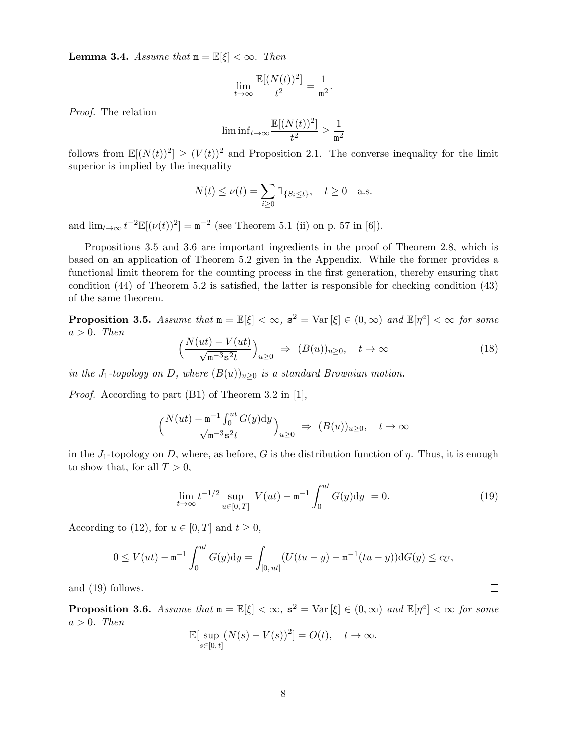**Lemma 3.4.** *Assume that* $\mathtt{m} = \mathbb{E}[\xi] < \infty$. *Then*

$$\lim_{t\to\infty} \frac{\mathbb{E}[(N(t))^2]}{t^2} = \frac{1}{\mathtt{m}^2}.$$

*Proof.* The relation

$$\liminf_{t\to\infty} \frac{\mathbb{E}[(N(t))^2]}{t^2} \geq \frac{1}{\mathtt{m}^2}$$

follows from $\mathbb{E}[(N(t))^2] \geq (V(t))^2$ and Proposition 2.1. The converse inequality for the limit superior is implied by the inequality

$$N(t) \leq \nu(t) = \sum_{i\geq 0} \mathbb{1}_{\{S_i \leq t\}}, \quad t \geq 0 \quad \text{a.s.}$$

and $\lim_{t\to\infty} t^{-2}\mathbb{E}[(\nu(t))^2] = \mathtt{m}^{-2}$ (see Theorem 5.1 (ii) on p. 57 in [6]). $\square$

Propositions 3.5 and 3.6 are important ingredients in the proof of Theorem 2.8, which is based on an application of Theorem 5.2 given in the Appendix. While the former provides a functional limit theorem for the counting process in the first generation, thereby ensuring that condition (44) of Theorem 5.2 is satisfied, the latter is responsible for checking condition (43) of the same theorem.

**Proposition 3.5.** *Assume that* $\mathtt{m} = \mathbb{E}[\xi] < \infty$, $\mathtt{s}^2 = \mathrm{Var}\,[\xi] \in (0, \infty)$ *and* $\mathbb{E}[\eta^a] < \infty$ *for some* $a > 0$. *Then*

$$\Big(\frac{N(ut) - V(ut)}{\sqrt{\mathtt{m}^{-3}\mathtt{s}^2 t}}\Big)_{u\geq 0} \ \Rightarrow \ (B(u))_{u\geq 0}, \quad t\to\infty \tag{18}$$

*in the* $J_1$*-topology on* $D$, *where* $(B(u))_{u\geq 0}$ *is a standard Brownian motion.*

*Proof.* According to part (B1) of Theorem 3.2 in [1],

$$\Big(\frac{N(ut) - \mathtt{m}^{-1}\int_0^{ut} G(y)\mathrm{d}y}{\sqrt{\mathtt{m}^{-3}\mathtt{s}^2 t}}\Big)_{u\geq 0} \ \Rightarrow \ (B(u))_{u\geq 0}, \quad t\to\infty$$

in the $J_1$-topology on $D$, where, as before, $G$ is the distribution function of $\eta$. Thus, it is enough to show that, for all $T > 0$,

$$\lim_{t\to\infty} t^{-1/2} \sup_{u\in[0,\,T]} \Big| V(ut) - \mathtt{m}^{-1}\int_0^{ut} G(y)\mathrm{d}y \Big| = 0. \tag{19}$$

According to (12), for $u \in [0, T]$ and $t \geq 0$,

$$0 \leq V(ut) - \mathtt{m}^{-1}\int_0^{ut} G(y)\mathrm{d}y = \int_{[0,\,ut]} (U(tu - y) - \mathtt{m}^{-1}(tu - y))\mathrm{d}G(y) \leq c_U,$$

and (19) follows. $\square$

**Proposition 3.6.** *Assume that* $\mathtt{m} = \mathbb{E}[\xi] < \infty$, $\mathtt{s}^2 = \mathrm{Var}\,[\xi] \in (0, \infty)$ *and* $\mathbb{E}[\eta^a] < \infty$ *for some* $a > 0$. *Then*

$$\mathbb{E}[\sup_{s\in[0,\,t]} (N(s) - V(s))^2] = O(t), \quad t\to\infty.$$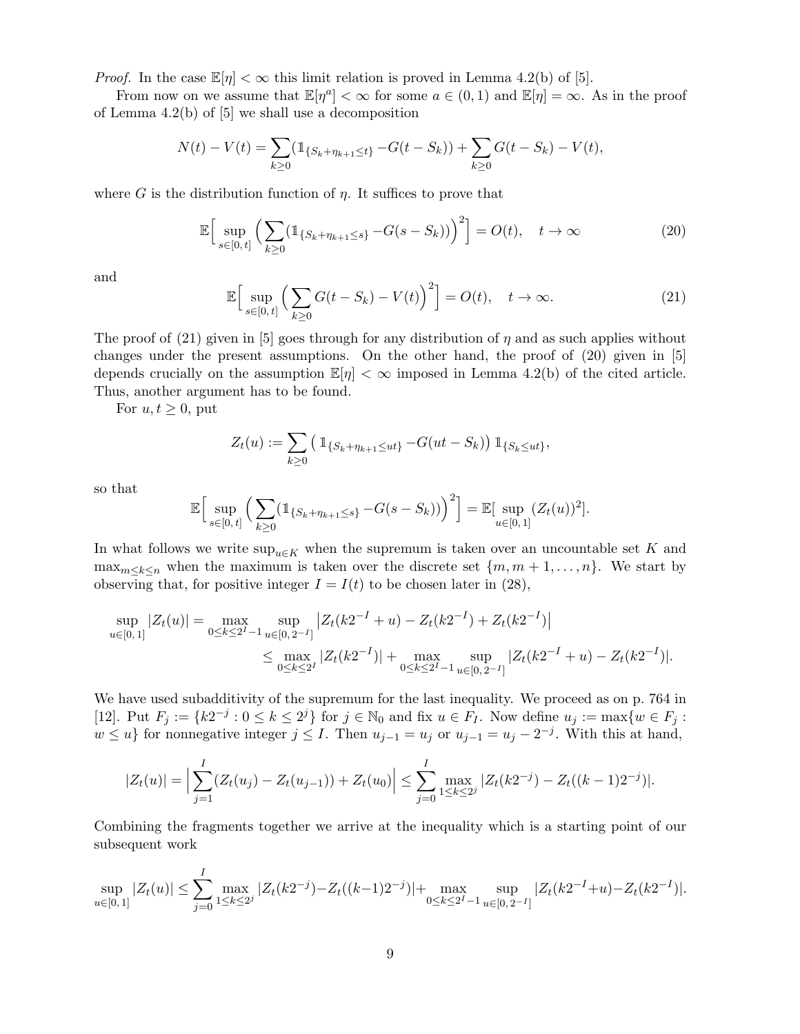*Proof.* In the case $\mathbb{E}[\eta] < \infty$ this limit relation is proved in Lemma 4.2(b) of [5].

From now on we assume that $\mathbb{E}[\eta^a] < \infty$ for some $a \in (0, 1)$ and $\mathbb{E}[\eta] = \infty$. As in the proof of Lemma 4.2(b) of [5] we shall use a decomposition

$$N(t) - V(t) = \sum_{k \geq 0} (\mathbb{1}_{\{S_k + \eta_{k+1} \leq t\}} - G(t - S_k)) + \sum_{k \geq 0} G(t - S_k) - V(t),$$

where $G$ is the distribution function of $\eta$. It suffices to prove that

$$\mathbb{E}\Big[\sup_{s \in [0,\, t]} \Big(\sum_{k \geq 0} (\mathbb{1}_{\{S_k + \eta_{k+1} \leq s\}} - G(s - S_k))\Big)^2\Big] = O(t), \quad t \to \infty \tag{20}$$

and

$$\mathbb{E}\Big[\sup_{s \in [0,\, t]} \Big(\sum_{k \geq 0} G(t - S_k) - V(t)\Big)^2\Big] = O(t), \quad t \to \infty. \tag{21}$$

The proof of (21) given in [5] goes through for any distribution of $\eta$ and as such applies without changes under the present assumptions. On the other hand, the proof of (20) given in [5] depends crucially on the assumption $\mathbb{E}[\eta] < \infty$ imposed in Lemma 4.2(b) of the cited article. Thus, another argument has to be found.

For $u, t \geq 0$, put

$$Z_t(u) := \sum_{k \geq 0} \big(\mathbb{1}_{\{S_k + \eta_{k+1} \leq ut\}} - G(ut - S_k)\big) \mathbb{1}_{\{S_k \leq ut\}},$$

so that

$$\mathbb{E}\Big[\sup_{s \in [0,\, t]} \Big(\sum_{k \geq 0} (\mathbb{1}_{\{S_k + \eta_{k+1} \leq s\}} - G(s - S_k))\Big)^2\Big] = \mathbb{E}[\sup_{u \in [0,\, 1]} (Z_t(u))^2].$$

In what follows we write $\sup_{u \in K}$ when the supremum is taken over an uncountable set $K$ and $\max_{m \leq k \leq n}$ when the maximum is taken over the discrete set $\{m, m+1, \ldots, n\}$. We start by observing that, for positive integer $I = I(t)$ to be chosen later in (28),

$$\begin{aligned}
\sup_{u \in [0,\, 1]} |Z_t(u)| &= \max_{0 \leq k \leq 2^I - 1} \sup_{u \in [0,\, 2^{-I}]} \big|Z_t(k2^{-I} + u) - Z_t(k2^{-I}) + Z_t(k2^{-I})\big| \\
&\leq \max_{0 \leq k \leq 2^I} |Z_t(k2^{-I})| + \max_{0 \leq k \leq 2^I - 1} \sup_{u \in [0,\, 2^{-I}]} |Z_t(k2^{-I} + u) - Z_t(k2^{-I})|.
\end{aligned}$$

We have used subadditivity of the supremum for the last inequality. We proceed as on p. 764 in [12]. Put $F_j := \{k2^{-j} : 0 \leq k \leq 2^j\}$ for $j \in \mathbb{N}_0$ and fix $u \in F_I$. Now define $u_j := \max\{w \in F_j : w \leq u\}$ for nonnegative integer $j \leq I$. Then $u_{j-1} = u_j$ or $u_{j-1} = u_j - 2^{-j}$. With this at hand,

$$|Z_t(u)| = \Big|\sum_{j=1}^{I} (Z_t(u_j) - Z_t(u_{j-1})) + Z_t(u_0)\Big| \leq \sum_{j=0}^{I} \max_{1 \leq k \leq 2^j} |Z_t(k2^{-j}) - Z_t((k-1)2^{-j})|.$$

Combining the fragments together we arrive at the inequality which is a starting point of our subsequent work

$$\sup_{u \in [0,\, 1]} |Z_t(u)| \leq \sum_{j=0}^{I} \max_{1 \leq k \leq 2^j} |Z_t(k2^{-j}) - Z_t((k-1)2^{-j})| + \max_{0 \leq k \leq 2^I - 1} \sup_{u \in [0,\, 2^{-I}]} |Z_t(k2^{-I} + u) - Z_t(k2^{-I})|.$$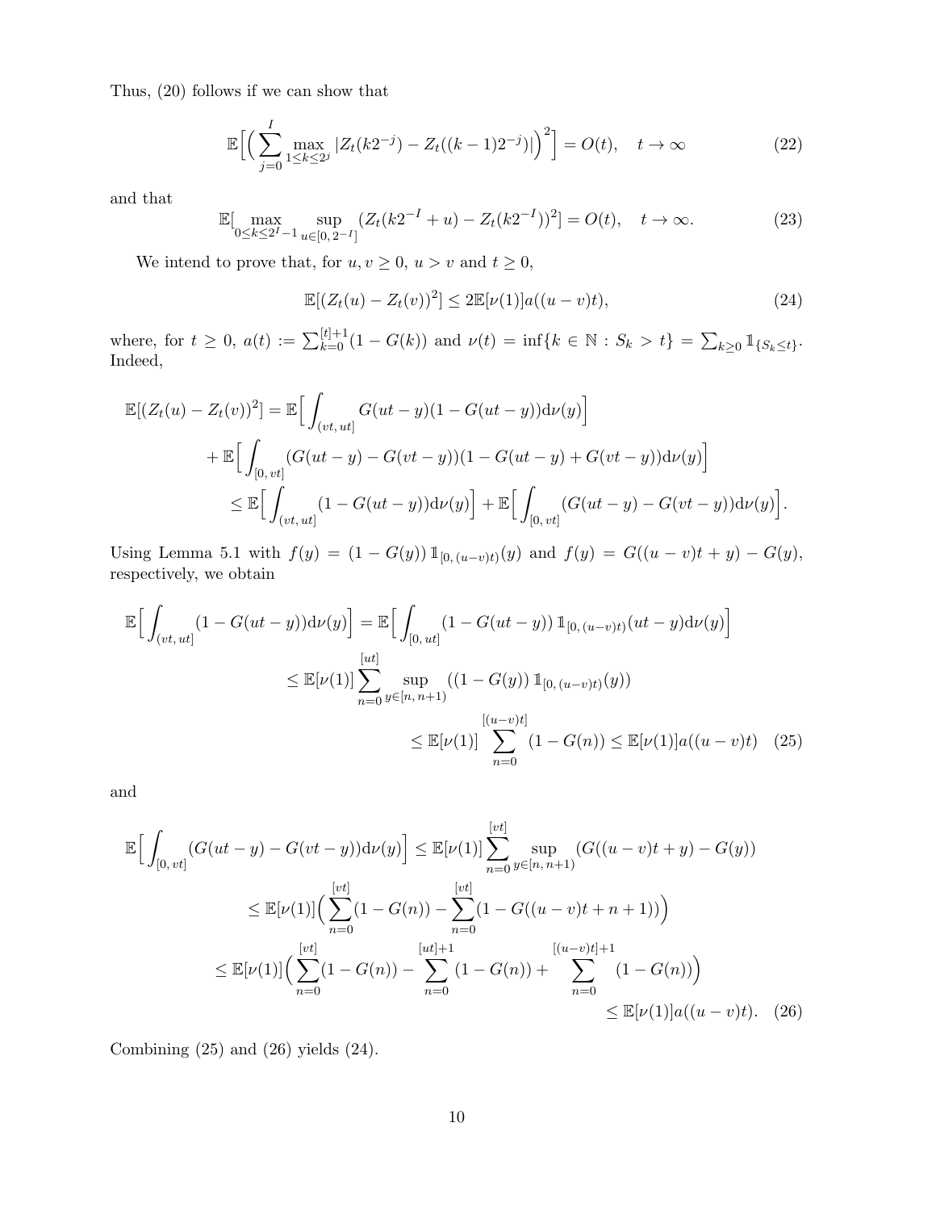Thus, (20) follows if we can show that

$$\mathbb{E}\Big[\Big(\sum_{j=0}^{I}\max_{1\le k\le 2^j}|Z_t(k2^{-j})-Z_t((k-1)2^{-j})|\Big)^2\Big]=O(t),\quad t\to\infty \tag{22}$$

and that

$$\mathbb{E}[\max_{0\le k\le 2^I-1}\sup_{u\in[0,\,2^{-I}]}(Z_t(k2^{-I}+u)-Z_t(k2^{-I}))^2]=O(t),\quad t\to\infty. \tag{23}$$

We intend to prove that, for $u,v\ge 0$, $u>v$ and $t\ge 0$,

$$\mathbb{E}[(Z_t(u)-Z_t(v))^2]\le 2\mathbb{E}[\nu(1)]a((u-v)t), \tag{24}$$

where, for $t\ge 0$, $a(t):=\sum_{k=0}^{[t]+1}(1-G(k))$ and $\nu(t)=\inf\{k\in\mathbb{N}:S_k>t\}=\sum_{k\ge 0}\mathbb{1}_{\{S_k\le t\}}$. Indeed,

$$\begin{aligned}
\mathbb{E}[(Z_t(u)-Z_t(v))^2]&=\mathbb{E}\Big[\int_{(vt,\,ut]}G(ut-y)(1-G(ut-y))\mathrm{d}\nu(y)\Big]\\
&+\mathbb{E}\Big[\int_{[0,\,vt]}(G(ut-y)-G(vt-y))(1-G(ut-y)+G(vt-y))\mathrm{d}\nu(y)\Big]\\
&\le \mathbb{E}\Big[\int_{(vt,\,ut]}(1-G(ut-y))\mathrm{d}\nu(y)\Big]+\mathbb{E}\Big[\int_{[0,\,vt]}(G(ut-y)-G(vt-y))\mathrm{d}\nu(y)\Big].
\end{aligned}$$

Using Lemma 5.1 with $f(y)=(1-G(y))\,\mathbb{1}_{[0,\,(u-v)t)}(y)$ and $f(y)=G((u-v)t+y)-G(y)$, respectively, we obtain

$$\begin{aligned}
\mathbb{E}\Big[\int_{(vt,\,ut]}(1-G(ut-y))\mathrm{d}\nu(y)\Big]&=\mathbb{E}\Big[\int_{[0,\,ut]}(1-G(ut-y))\,\mathbb{1}_{[0,\,(u-v)t)}(ut-y)\mathrm{d}\nu(y)\Big]\\
&\le \mathbb{E}[\nu(1)]\sum_{n=0}^{[ut]}\sup_{y\in[n,\,n+1)}((1-G(y))\,\mathbb{1}_{[0,\,(u-v)t)}(y))\\
&\le \mathbb{E}[\nu(1)]\sum_{n=0}^{[(u-v)t]}(1-G(n))\le \mathbb{E}[\nu(1)]a((u-v)t)
\end{aligned} \tag{25}$$

and

$$\begin{aligned}
\mathbb{E}\Big[\int_{[0,\,vt]}(G(ut-y)-G(vt-y))\mathrm{d}\nu(y)\Big]&\le \mathbb{E}[\nu(1)]\sum_{n=0}^{[vt]}\sup_{y\in[n,\,n+1)}(G((u-v)t+y)-G(y))\\
&\le \mathbb{E}[\nu(1)]\Big(\sum_{n=0}^{[vt]}(1-G(n))-\sum_{n=0}^{[vt]}(1-G((u-v)t+n+1))\Big)\\
&\le \mathbb{E}[\nu(1)]\Big(\sum_{n=0}^{[vt]}(1-G(n))-\sum_{n=0}^{[ut]+1}(1-G(n))+\sum_{n=0}^{[(u-v)t]+1}(1-G(n))\Big)\\
&\le \mathbb{E}[\nu(1)]a((u-v)t).
\end{aligned} \tag{26}$$

Combining (25) and (26) yields (24).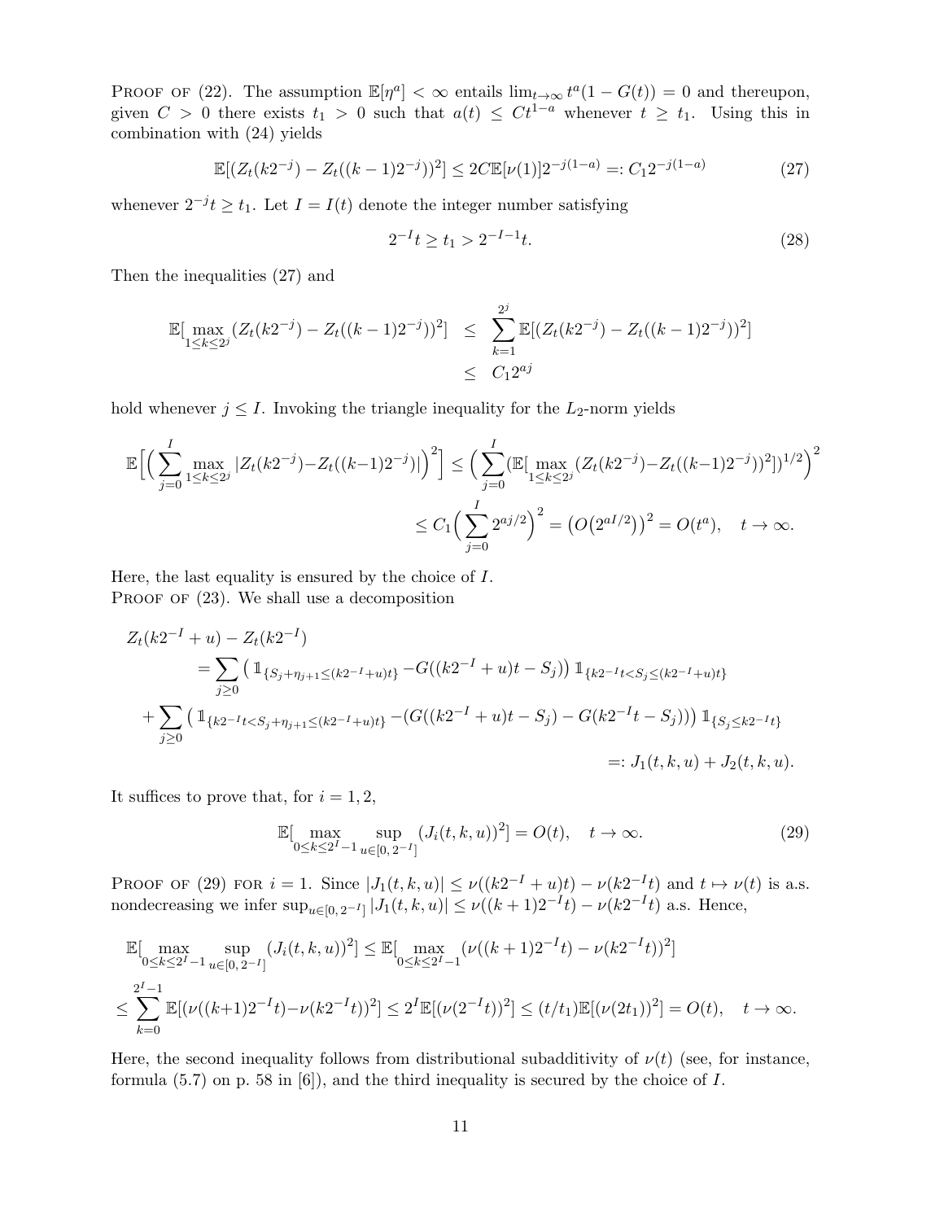Proof of (22). The assumption $\mathbb{E}[\eta^a] < \infty$ entails $\lim_{t\to\infty} t^a(1-G(t)) = 0$ and thereupon, given $C > 0$ there exists $t_1 > 0$ such that $a(t) \leq Ct^{1-a}$ whenever $t \geq t_1$. Using this in combination with (24) yields

$$\mathbb{E}[(Z_t(k2^{-j}) - Z_t((k-1)2^{-j}))^2] \leq 2C\mathbb{E}[\nu(1)]2^{-j(1-a)} =: C_1 2^{-j(1-a)} \tag{27}$$

whenever $2^{-j}t \geq t_1$. Let $I = I(t)$ denote the integer number satisfying

$$2^{-I}t \geq t_1 > 2^{-I-1}t. \tag{28}$$

Then the inequalities (27) and

$$\begin{aligned}
\mathbb{E}[\max_{1\leq k\leq 2^j}(Z_t(k2^{-j}) - Z_t((k-1)2^{-j}))^2] &\leq \sum_{k=1}^{2^j}\mathbb{E}[(Z_t(k2^{-j}) - Z_t((k-1)2^{-j}))^2] \\
&\leq C_1 2^{aj}
\end{aligned}$$

hold whenever $j \leq I$. Invoking the triangle inequality for the $L_2$-norm yields

$$\begin{aligned}
\mathbb{E}\Big[\Big(\sum_{j=0}^{I}\max_{1\leq k\leq 2^j}|Z_t(k2^{-j})-Z_t((k-1)2^{-j})|\Big)^2\Big] &\leq \Big(\sum_{j=0}^{I}(\mathbb{E}[\max_{1\leq k\leq 2^j}(Z_t(k2^{-j})-Z_t((k-1)2^{-j}))^2])^{1/2}\Big)^2 \\
&\leq C_1\Big(\sum_{j=0}^{I}2^{aj/2}\Big)^2 = \big(O\big(2^{aI/2}\big)\big)^2 = O(t^a), \quad t\to\infty.
\end{aligned}$$

Here, the last equality is ensured by the choice of $I$.

Proof of (23). We shall use a decomposition

$$\begin{aligned}
Z_t(k2^{-I}+u) - Z_t(k2^{-I}) &= \sum_{j\geq 0}\big(\mathbb{1}_{\{S_j+\eta_{j+1}\leq(k2^{-I}+u)t\}} - G((k2^{-I}+u)t - S_j)\big)\mathbb{1}_{\{k2^{-I}t<S_j\leq(k2^{-I}+u)t\}} \\
&+ \sum_{j\geq 0}\big(\mathbb{1}_{\{k2^{-I}t<S_j+\eta_{j+1}\leq(k2^{-I}+u)t\}} - (G((k2^{-I}+u)t-S_j) - G(k2^{-I}t-S_j))\big)\mathbb{1}_{\{S_j\leq k2^{-I}t\}} \\
&=: J_1(t,k,u) + J_2(t,k,u).
\end{aligned}$$

It suffices to prove that, for $i = 1, 2$,

$$\mathbb{E}[\max_{0\leq k\leq 2^I-1}\sup_{u\in[0,\,2^{-I}]}(J_i(t,k,u))^2] = O(t), \quad t\to\infty. \tag{29}$$

Proof of (29) for $i = 1$. Since $|J_1(t,k,u)| \leq \nu((k2^{-I}+u)t) - \nu(k2^{-I}t)$ and $t \mapsto \nu(t)$ is a.s. nondecreasing we infer $\sup_{u\in[0,\,2^{-I}]}|J_1(t,k,u)| \leq \nu((k+1)2^{-I}t) - \nu(k2^{-I}t)$ a.s. Hence,

$$\begin{aligned}
&\mathbb{E}[\max_{0\leq k\leq 2^I-1}\sup_{u\in[0,\,2^{-I}]}(J_i(t,k,u))^2] \leq \mathbb{E}[\max_{0\leq k\leq 2^I-1}(\nu((k+1)2^{-I}t) - \nu(k2^{-I}t))^2] \\
&\leq \sum_{k=0}^{2^I-1}\mathbb{E}[(\nu((k+1)2^{-I}t)-\nu(k2^{-I}t))^2] \leq 2^I\mathbb{E}[(\nu(2^{-I}t))^2] \leq (t/t_1)\mathbb{E}[(\nu(2t_1))^2] = O(t), \quad t\to\infty.
\end{aligned}$$

Here, the second inequality follows from distributional subadditivity of $\nu(t)$ (see, for instance, formula (5.7) on p. 58 in [6]), and the third inequality is secured by the choice of $I$.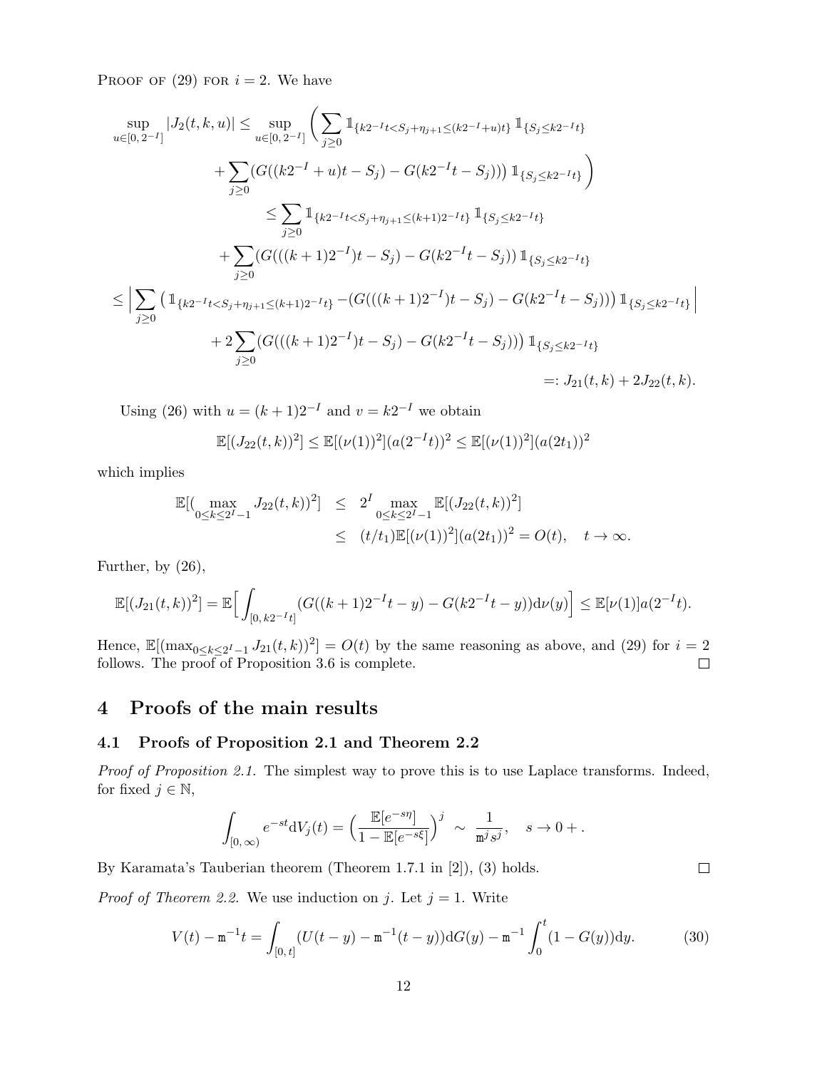Proof of (29) for $i = 2$. We have

$$
\begin{aligned}
\sup_{u\in[0,\,2^{-I}]} |J_2(t,k,u)| &\le \sup_{u\in[0,\,2^{-I}]} \Big( \sum_{j\ge 0} \mathbb{1}_{\{k2^{-I}t<S_j+\eta_{j+1}\le(k2^{-I}+u)t\}}\, \mathbb{1}_{\{S_j\le k2^{-I}t\}} \\
&\quad + \sum_{j\ge 0} \big(G((k2^{-I}+u)t-S_j) - G(k2^{-I}t-S_j))\big)\, \mathbb{1}_{\{S_j\le k2^{-I}t\}} \Big) \\
&\le \sum_{j\ge 0} \mathbb{1}_{\{k2^{-I}t<S_j+\eta_{j+1}\le(k+1)2^{-I}t\}}\, \mathbb{1}_{\{S_j\le k2^{-I}t\}} \\
&\quad + \sum_{j\ge 0} (G(((k+1)2^{-I})t-S_j) - G(k2^{-I}t-S_j))\, \mathbb{1}_{\{S_j\le k2^{-I}t\}} \\
\le \Big| \sum_{j\ge 0} \big( \mathbb{1}_{\{k2^{-I}t<S_j+\eta_{j+1}\le(k+1)2^{-I}t\}} &- (G(((k+1)2^{-I})t-S_j) - G(k2^{-I}t-S_j))\big)\, \mathbb{1}_{\{S_j\le k2^{-I}t\}} \Big| \\
&\quad + 2\sum_{j\ge 0} (G(((k+1)2^{-I})t-S_j) - G(k2^{-I}t-S_j)))\, \mathbb{1}_{\{S_j\le k2^{-I}t\}} \\
&=: J_{21}(t,k) + 2J_{22}(t,k).
\end{aligned}
$$

Using (26) with $u=(k+1)2^{-I}$ and $v=k2^{-I}$ we obtain

$$
\mathbb{E}[(J_{22}(t,k))^2] \le \mathbb{E}[(\nu(1))^2](a(2^{-I}t))^2 \le \mathbb{E}[(\nu(1))^2](a(2t_1))^2
$$

which implies

$$
\begin{aligned}
\mathbb{E}[(\max_{0\le k\le 2^I-1} J_{22}(t,k))^2] &\le 2^I \max_{0\le k\le 2^I-1} \mathbb{E}[(J_{22}(t,k))^2] \\
&\le (t/t_1)\mathbb{E}[(\nu(1))^2](a(2t_1))^2 = O(t), \quad t\to\infty.
\end{aligned}
$$

Further, by (26),

$$
\mathbb{E}[(J_{21}(t,k))^2] = \mathbb{E}\Big[\int_{[0,\,k2^{-I}t]} (G((k+1)2^{-I}t-y) - G(k2^{-I}t-y))\mathrm{d}\nu(y)\Big] \le \mathbb{E}[\nu(1)]a(2^{-I}t).
$$

Hence, $\mathbb{E}[(\max_{0\le k\le 2^I-1} J_{21}(t,k))^2] = O(t)$ by the same reasoning as above, and (29) for $i=2$ follows. The proof of Proposition 3.6 is complete. $\square$

# 4 Proofs of the main results

## 4.1 Proofs of Proposition 2.1 and Theorem 2.2

*Proof of Proposition 2.1.* The simplest way to prove this is to use Laplace transforms. Indeed, for fixed $j\in\mathbb{N}$,

$$
\int_{[0,\,\infty)} e^{-st}\mathrm{d}V_j(t) = \Big(\frac{\mathbb{E}[e^{-s\eta}]}{1-\mathbb{E}[e^{-s\xi}]}\Big)^j \sim \frac{1}{\mathtt{m}^j s^j}, \quad s\to 0+.
$$

By Karamata's Tauberian theorem (Theorem 1.7.1 in [2]), (3) holds. $\square$

*Proof of Theorem 2.2.* We use induction on $j$. Let $j=1$. Write

$$
V(t) - \mathtt{m}^{-1}t = \int_{[0,\,t]} (U(t-y) - \mathtt{m}^{-1}(t-y))\mathrm{d}G(y) - \mathtt{m}^{-1}\int_0^t (1-G(y))\mathrm{d}y. \tag{30}
$$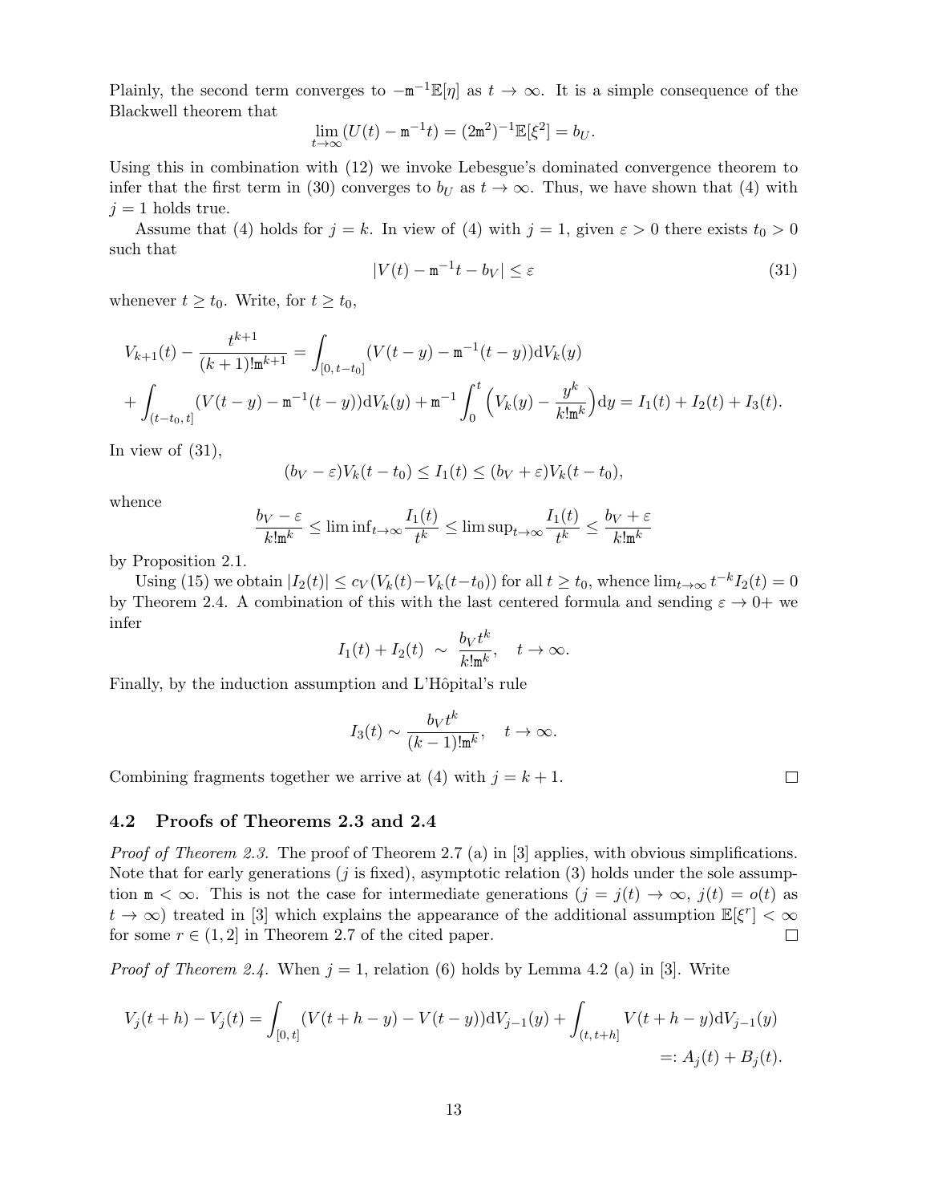Plainly, the second term converges to $-\mathtt{m}^{-1}\mathbb{E}[\eta]$ as $t \to \infty$. It is a simple consequence of the Blackwell theorem that

$$\lim_{t\to\infty}(U(t) - \mathtt{m}^{-1}t) = (2\mathtt{m}^2)^{-1}\mathbb{E}[\xi^2] = b_U.$$

Using this in combination with (12) we invoke Lebesgue's dominated convergence theorem to infer that the first term in (30) converges to $b_U$ as $t \to \infty$. Thus, we have shown that (4) with $j = 1$ holds true.

Assume that (4) holds for $j = k$. In view of (4) with $j = 1$, given $\varepsilon > 0$ there exists $t_0 > 0$ such that

$$|V(t) - \mathtt{m}^{-1}t - b_V| \le \varepsilon \tag{31}$$

whenever $t \ge t_0$. Write, for $t \ge t_0$,

$$V_{k+1}(t) - \frac{t^{k+1}}{(k+1)!\mathtt{m}^{k+1}} = \int_{[0,\,t-t_0]} (V(t-y) - \mathtt{m}^{-1}(t-y))\mathrm{d}V_k(y)$$
$$+ \int_{(t-t_0,\,t]} (V(t-y) - \mathtt{m}^{-1}(t-y))\mathrm{d}V_k(y) + \mathtt{m}^{-1}\int_0^t \Big(V_k(y) - \frac{y^k}{k!\mathtt{m}^k}\Big)\mathrm{d}y = I_1(t) + I_2(t) + I_3(t).$$

In view of (31),

$$(b_V - \varepsilon)V_k(t-t_0) \le I_1(t) \le (b_V + \varepsilon)V_k(t - t_0),$$

whence

$$\frac{b_V - \varepsilon}{k!\mathtt{m}^k} \le \liminf_{t\to\infty}\frac{I_1(t)}{t^k} \le \limsup_{t\to\infty}\frac{I_1(t)}{t^k} \le \frac{b_V + \varepsilon}{k!\mathtt{m}^k}$$

by Proposition 2.1.

Using (15) we obtain $|I_2(t)| \le c_V(V_k(t) - V_k(t-t_0))$ for all $t \ge t_0$, whence $\lim_{t\to\infty} t^{-k}I_2(t) = 0$ by Theorem 2.4. A combination of this with the last centered formula and sending $\varepsilon \to 0+$ we infer

$$I_1(t) + I_2(t) \ \sim\ \frac{b_V t^k}{k!\mathtt{m}^k}, \quad t \to \infty.$$

Finally, by the induction assumption and L'Hôpital's rule

$$I_3(t) \sim \frac{b_V t^k}{(k-1)!\mathtt{m}^k}, \quad t \to \infty.$$

Combining fragments together we arrive at (4) with $j = k + 1$. □

## 4.2 Proofs of Theorems 2.3 and 2.4

*Proof of Theorem 2.3.* The proof of Theorem 2.7 (a) in [3] applies, with obvious simplifications. Note that for early generations ($j$ is fixed), asymptotic relation (3) holds under the sole assumption $\mathtt{m} < \infty$. This is not the case for intermediate generations ($j = j(t) \to \infty$, $j(t) = o(t)$ as $t \to \infty$) treated in [3] which explains the appearance of the additional assumption $\mathbb{E}[\xi^r] < \infty$ for some $r \in (1, 2]$ in Theorem 2.7 of the cited paper. □

*Proof of Theorem 2.4.* When $j = 1$, relation (6) holds by Lemma 4.2 (a) in [3]. Write

$$V_j(t+h) - V_j(t) = \int_{[0,\,t]} (V(t+h-y) - V(t-y))\mathrm{d}V_{j-1}(y) + \int_{(t,\,t+h]} V(t+h-y)\mathrm{d}V_{j-1}(y)$$
$$=: A_j(t) + B_j(t).$$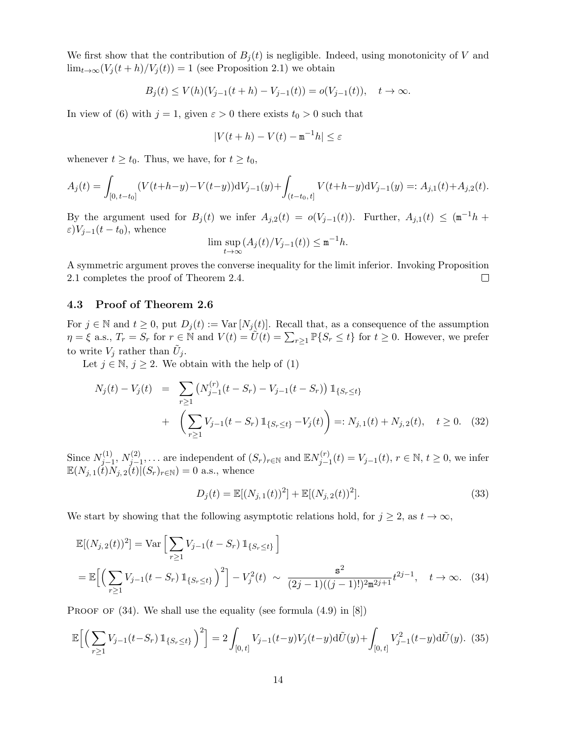We first show that the contribution of $B_j(t)$ is negligible. Indeed, using monotonicity of $V$ and $\lim_{t\to\infty}(V_j(t+h)/V_j(t)) = 1$ (see Proposition 2.1) we obtain

$$B_j(t) \le V(h)(V_{j-1}(t+h) - V_{j-1}(t)) = o(V_{j-1}(t)), \quad t \to \infty.$$

In view of (6) with $j = 1$, given $\varepsilon > 0$ there exists $t_0 > 0$ such that

$$|V(t+h) - V(t) - \mathtt{m}^{-1}h| \le \varepsilon$$

whenever $t \ge t_0$. Thus, we have, for $t \ge t_0$,

$$A_j(t) = \int_{[0,\, t-t_0]} (V(t+h-y) - V(t-y)) \mathrm{d}V_{j-1}(y) + \int_{(t-t_0,\, t]} V(t+h-y) \mathrm{d}V_{j-1}(y) =: A_{j,1}(t) + A_{j,2}(t).$$

By the argument used for $B_j(t)$ we infer $A_{j,2}(t) = o(V_{j-1}(t))$. Further, $A_{j,1}(t) \le (\mathtt{m}^{-1}h + \varepsilon)V_{j-1}(t-t_0)$, whence

$$\limsup_{t\to\infty} (A_j(t)/V_{j-1}(t)) \le \mathtt{m}^{-1}h.$$

A symmetric argument proves the converse inequality for the limit inferior. Invoking Proposition 2.1 completes the proof of Theorem 2.4. $\square$

### 4.3 Proof of Theorem 2.6

For $j \in \mathbb{N}$ and $t \ge 0$, put $D_j(t) := \mathrm{Var}\,[N_j(t)]$. Recall that, as a consequence of the assumption $\eta = \xi$ a.s., $T_r = S_r$ for $r \in \mathbb{N}$ and $V(t) = \tilde{U}(t) = \sum_{r\ge1} \mathbb{P}\{S_r \le t\}$ for $t \ge 0$. However, we prefer to write $V_j$ rather than $\tilde{U}_j$.

Let $j \in \mathbb{N}$, $j \ge 2$. We obtain with the help of (1)

$$\begin{aligned} N_j(t) - V_j(t) &= \sum_{r\ge1} \big(N_{j-1}^{(r)}(t - S_r) - V_{j-1}(t - S_r)\big) \mathbb{1}_{\{S_r \le t\}} \\ &+ \Big(\sum_{r\ge1} V_{j-1}(t - S_r) \mathbb{1}_{\{S_r\le t\}} - V_j(t)\Big) =: N_{j,1}(t) + N_{j,2}(t), \quad t \ge 0. \quad (32) \end{aligned}$$

Since $N_{j-1}^{(1)}, N_{j-1}^{(2)}, \ldots$ are independent of $(S_r)_{r\in\mathbb{N}}$ and $\mathbb{E}N_{j-1}^{(r)}(t) = V_{j-1}(t)$, $r \in \mathbb{N}$, $t \ge 0$, we infer $\mathbb{E}(N_{j,1}(t)N_{j,2}(t)|(S_r)_{r\in\mathbb{N}}) = 0$ a.s., whence

$$D_j(t) = \mathbb{E}[(N_{j,1}(t))^2] + \mathbb{E}[(N_{j,2}(t))^2]. \quad (33)$$

We start by showing that the following asymptotic relations hold, for $j \ge 2$, as $t \to \infty$,

$$\begin{aligned} &\mathbb{E}[(N_{j,2}(t))^2] = \mathrm{Var}\Big[\sum_{r\ge1} V_{j-1}(t - S_r) \mathbb{1}_{\{S_r \le t\}}\Big] \\ &= \mathbb{E}\Big[\Big(\sum_{r\ge1} V_{j-1}(t - S_r) \mathbb{1}_{\{S_r\le t\}}\Big)^2\Big] - V_j^2(t) \sim \frac{\mathtt{s}^2}{(2j-1)((j-1)!)^2 \mathtt{m}^{2j+1}} t^{2j-1}, \quad t \to \infty. \quad (34) \end{aligned}$$

Proof of (34). We shall use the equality (see formula (4.9) in [8])

$$\mathbb{E}\Big[\Big(\sum_{r\ge1} V_{j-1}(t - S_r) \mathbb{1}_{\{S_r\le t\}}\Big)^2\Big] = 2\int_{[0,\, t]} V_{j-1}(t-y)V_j(t-y) \mathrm{d}\tilde{U}(y) + \int_{[0,\, t]} V_{j-1}^2(t-y) \mathrm{d}\tilde{U}(y). \quad (35)$$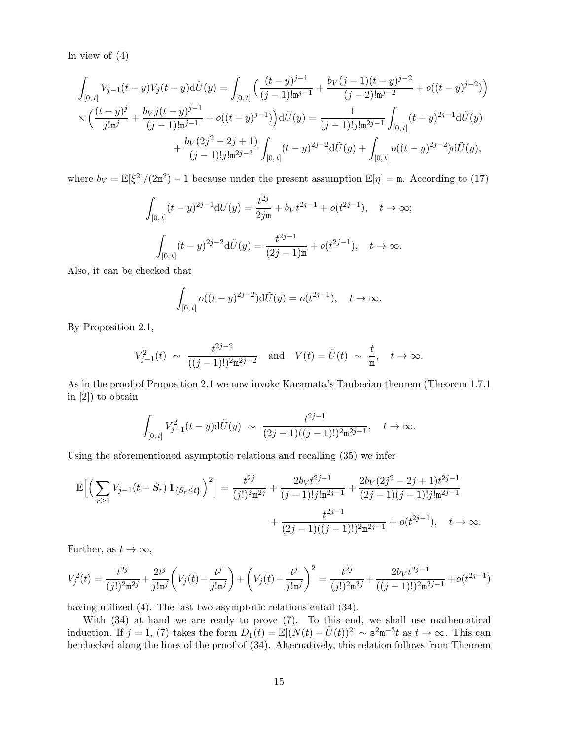In view of (4)

$$\int_{[0,\,t]} V_{j-1}(t-y)V_j(t-y)\mathrm{d}\tilde U(y) = \int_{[0,\,t]} \Big(\frac{(t-y)^{j-1}}{(j-1)!\mathtt{m}^{j-1}} + \frac{b_V(j-1)(t-y)^{j-2}}{(j-2)!\mathtt{m}^{j-2}} + o((t-y)^{j-2})\Big)$$

$$\times \Big(\frac{(t-y)^j}{j!\mathtt{m}^j} + \frac{b_V j(t-y)^{j-1}}{(j-1)!\mathtt{m}^{j-1}} + o((t-y)^{j-1})\Big)\mathrm{d}\tilde U(y) = \frac{1}{(j-1)!j!\mathtt{m}^{2j-1}}\int_{[0,\,t]}(t-y)^{2j-1}\mathrm{d}\tilde U(y)$$

$$+ \frac{b_V(2j^2-2j+1)}{(j-1)!j!\mathtt{m}^{2j-2}}\int_{[0,\,t]}(t-y)^{2j-2}\mathrm{d}\tilde U(y) + \int_{[0,\,t]} o((t-y)^{2j-2})\mathrm{d}\tilde U(y),$$

where $b_V = \mathbb{E}[\xi^2]/(2\mathtt{m}^2) - 1$ because under the present assumption $\mathbb{E}[\eta] = \mathtt{m}$. According to (17)

$$\int_{[0,\,t]}(t-y)^{2j-1}\mathrm{d}\tilde U(y) = \frac{t^{2j}}{2j\mathtt{m}} + b_V t^{2j-1} + o(t^{2j-1}), \quad t\to\infty;$$

$$\int_{[0,\,t]}(t-y)^{2j-2}\mathrm{d}\tilde U(y) = \frac{t^{2j-1}}{(2j-1)\mathtt{m}} + o(t^{2j-1}), \quad t\to\infty.$$

Also, it can be checked that

$$\int_{[0,\,t]} o((t-y)^{2j-2})\mathrm{d}\tilde U(y) = o(t^{2j-1}), \quad t\to\infty.$$

By Proposition 2.1,

$$V_{j-1}^2(t) \ \sim\ \frac{t^{2j-2}}{((j-1)!)^2\mathtt{m}^{2j-2}} \quad \text{and} \quad V(t) = \tilde U(t) \ \sim\ \frac{t}{\mathtt{m}}, \quad t\to\infty.$$

As in the proof of Proposition 2.1 we now invoke Karamata's Tauberian theorem (Theorem 1.7.1 in [2]) to obtain

$$\int_{[0,\,t]} V_{j-1}^2(t-y)\mathrm{d}\tilde U(y) \ \sim\ \frac{t^{2j-1}}{(2j-1)((j-1)!)^2\mathtt{m}^{2j-1}}, \quad t\to\infty.$$

Using the aforementioned asymptotic relations and recalling (35) we infer

$$\mathbb{E}\Big[\Big(\sum_{r\ge1} V_{j-1}(t-S_r)\,\mathbb{1}_{\{S_r\le t\}}\Big)^2\Big] = \frac{t^{2j}}{(j!)^2\mathtt{m}^{2j}} + \frac{2b_V t^{2j-1}}{(j-1)!j!\mathtt{m}^{2j-1}} + \frac{2b_V(2j^2-2j+1)t^{2j-1}}{(2j-1)(j-1)!j!\mathtt{m}^{2j-1}}$$

$$+ \frac{t^{2j-1}}{(2j-1)((j-1)!)^2\mathtt{m}^{2j-1}} + o(t^{2j-1}), \quad t\to\infty.$$

Further, as $t\to\infty$,

$$V_j^2(t) = \frac{t^{2j}}{(j!)^2\mathtt{m}^{2j}} + \frac{2t^j}{j!\mathtt{m}^j}\bigg(V_j(t) - \frac{t^j}{j!\mathtt{m}^j}\bigg) + \bigg(V_j(t) - \frac{t^j}{j!\mathtt{m}^j}\bigg)^2 = \frac{t^{2j}}{(j!)^2\mathtt{m}^{2j}} + \frac{2b_V t^{2j-1}}{((j-1)!)^2\mathtt{m}^{2j-1}} + o(t^{2j-1})$$

having utilized (4). The last two asymptotic relations entail (34).

With (34) at hand we are ready to prove (7). To this end, we shall use mathematical induction. If $j=1$, (7) takes the form $D_1(t) = \mathbb{E}[(N(t) - \tilde U(t))^2] \sim \mathtt{s}^2\mathtt{m}^{-3}t$ as $t\to\infty$. This can be checked along the lines of the proof of (34). Alternatively, this relation follows from Theorem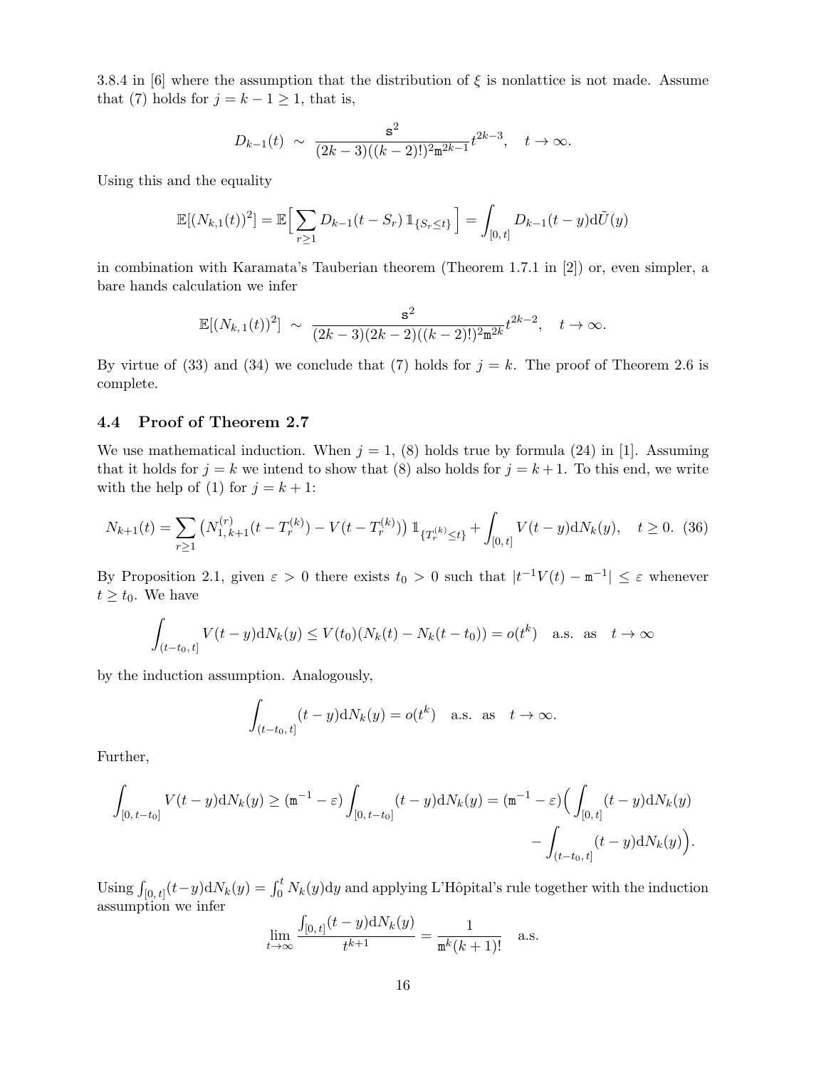3.8.4 in [6] where the assumption that the distribution of $\xi$ is nonlattice is not made. Assume that (7) holds for $j = k-1 \geq 1$, that is,

$$D_{k-1}(t) \sim \frac{\mathtt{s}^2}{(2k-3)((k-2)!)^2\mathtt{m}^{2k-1}}t^{2k-3}, \quad t \to \infty.$$

Using this and the equality

$$\mathbb{E}[(N_{k,1}(t))^2] = \mathbb{E}\Big[\sum_{r\geq 1} D_{k-1}(t-S_r)\,\mathbb{1}_{\{S_r\leq t\}}\Big] = \int_{[0,\,t]} D_{k-1}(t-y)\mathrm{d}\tilde{U}(y)$$

in combination with Karamata's Tauberian theorem (Theorem 1.7.1 in [2]) or, even simpler, a bare hands calculation we infer

$$\mathbb{E}[(N_{k,\,1}(t))^2] \sim \frac{\mathtt{s}^2}{(2k-3)(2k-2)((k-2)!)^2\mathtt{m}^{2k}}t^{2k-2}, \quad t \to \infty.$$

By virtue of (33) and (34) we conclude that (7) holds for $j = k$. The proof of Theorem 2.6 is complete.

### 4.4 Proof of Theorem 2.7

We use mathematical induction. When $j = 1$, (8) holds true by formula (24) in [1]. Assuming that it holds for $j = k$ we intend to show that (8) also holds for $j = k+1$. To this end, we write with the help of (1) for $j = k+1$:

$$N_{k+1}(t) = \sum_{r\geq 1}\big(N^{(r)}_{1,\,k+1}(t-T^{(k)}_r) - V(t-T^{(k)}_r)\big)\,\mathbb{1}_{\{T^{(k)}_r\leq t\}} + \int_{[0,\,t]} V(t-y)\mathrm{d}N_k(y), \quad t\geq 0. \quad (36)$$

By Proposition 2.1, given $\varepsilon > 0$ there exists $t_0 > 0$ such that $|t^{-1}V(t) - \mathtt{m}^{-1}| \leq \varepsilon$ whenever $t \geq t_0$. We have

$$\int_{(t-t_0,\,t]} V(t-y)\mathrm{d}N_k(y) \leq V(t_0)(N_k(t) - N_k(t-t_0)) = o(t^k) \quad \text{a.s. as} \quad t\to\infty$$

by the induction assumption. Analogously,

$$\int_{(t-t_0,\,t]} (t-y)\mathrm{d}N_k(y) = o(t^k) \quad \text{a.s. as} \quad t\to\infty.$$

Further,

$$\int_{[0,\,t-t_0]} V(t-y)\mathrm{d}N_k(y) \geq (\mathtt{m}^{-1}-\varepsilon)\int_{[0,\,t-t_0]}(t-y)\mathrm{d}N_k(y) = (\mathtt{m}^{-1}-\varepsilon)\Big(\int_{[0,\,t]}(t-y)\mathrm{d}N_k(y) - \int_{(t-t_0,\,t]}(t-y)\mathrm{d}N_k(y)\Big).$$

Using $\int_{[0,\,t]}(t-y)\mathrm{d}N_k(y) = \int_0^t N_k(y)\mathrm{d}y$ and applying L'Hôpital's rule together with the induction assumption we infer

$$\lim_{t\to\infty}\frac{\int_{[0,\,t]}(t-y)\mathrm{d}N_k(y)}{t^{k+1}} = \frac{1}{\mathtt{m}^k(k+1)!} \quad \text{a.s.}$$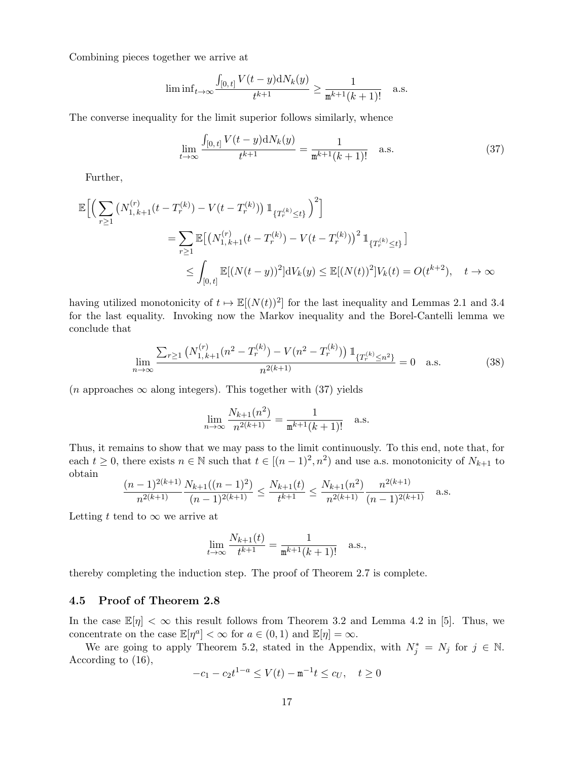Combining pieces together we arrive at

$$\liminf_{t\to\infty} \frac{\int_{[0,\,t]} V(t-y)\mathrm{d}N_k(y)}{t^{k+1}} \geq \frac{1}{\mathtt{m}^{k+1}(k+1)!} \quad \text{a.s.}$$

The converse inequality for the limit superior follows similarly, whence

$$\lim_{t\to\infty} \frac{\int_{[0,\,t]} V(t-y)\mathrm{d}N_k(y)}{t^{k+1}} = \frac{1}{\mathtt{m}^{k+1}(k+1)!} \quad \text{a.s.} \tag{37}$$

Further,

$$\begin{aligned}
\mathbb{E}\Big[\Big(\sum_{r\geq 1}\big(N_{1,\,k+1}^{(r)}(t-T_r^{(k)}) - V(t-T_r^{(k)})\big)\,\mathbb{1}_{\{T_r^{(k)}\leq t\}}\Big)^2\Big] \\
&= \sum_{r\geq 1}\mathbb{E}\big[\big(N_{1,\,k+1}^{(r)}(t-T_r^{(k)}) - V(t-T_r^{(k)})\big)^2\,\mathbb{1}_{\{T_r^{(k)}\leq t\}}\big] \\
&\leq \int_{[0,\,t]}\mathbb{E}[(N(t-y))^2]\mathrm{d}V_k(y) \leq \mathbb{E}[(N(t))^2]V_k(t) = O(t^{k+2}), \quad t\to\infty
\end{aligned}$$

having utilized monotonicity of $t\mapsto \mathbb{E}[(N(t))^2]$ for the last inequality and Lemmas 2.1 and 3.4 for the last equality. Invoking now the Markov inequality and the Borel-Cantelli lemma we conclude that

$$\lim_{n\to\infty} \frac{\sum_{r\geq 1}\big(N_{1,\,k+1}^{(r)}(n^2-T_r^{(k)}) - V(n^2-T_r^{(k)})\big)\,\mathbb{1}_{\{T_r^{(k)}\leq n^2\}}}{n^{2(k+1)}} = 0 \quad \text{a.s.} \tag{38}$$

($n$ approaches $\infty$ along integers). This together with (37) yields

$$\lim_{n\to\infty}\frac{N_{k+1}(n^2)}{n^{2(k+1)}} = \frac{1}{\mathtt{m}^{k+1}(k+1)!} \quad \text{a.s.}$$

Thus, it remains to show that we may pass to the limit continuously. To this end, note that, for each $t\geq 0$, there exists $n\in\mathbb{N}$ such that $t\in[(n-1)^2, n^2)$ and use a.s. monotonicity of $N_{k+1}$ to obtain

$$\frac{(n-1)^{2(k+1)}}{n^{2(k+1)}}\frac{N_{k+1}((n-1)^2)}{(n-1)^{2(k+1)}} \leq \frac{N_{k+1}(t)}{t^{k+1}} \leq \frac{N_{k+1}(n^2)}{n^{2(k+1)}}\frac{n^{2(k+1)}}{(n-1)^{2(k+1)}} \quad \text{a.s.}$$

Letting $t$ tend to $\infty$ we arrive at

$$\lim_{t\to\infty}\frac{N_{k+1}(t)}{t^{k+1}} = \frac{1}{\mathtt{m}^{k+1}(k+1)!} \quad \text{a.s.},$$

thereby completing the induction step. The proof of Theorem 2.7 is complete.

### 4.5 Proof of Theorem 2.8

In the case $\mathbb{E}[\eta]<\infty$ this result follows from Theorem 3.2 and Lemma 4.2 in [5]. Thus, we concentrate on the case $\mathbb{E}[\eta^a]<\infty$ for $a\in(0,1)$ and $\mathbb{E}[\eta]=\infty$.

We are going to apply Theorem 5.2, stated in the Appendix, with $N_j^* = N_j$ for $j\in\mathbb{N}$. According to (16),

$$-c_1 - c_2t^{1-a} \leq V(t) - \mathtt{m}^{-1}t \leq c_U, \quad t\geq 0$$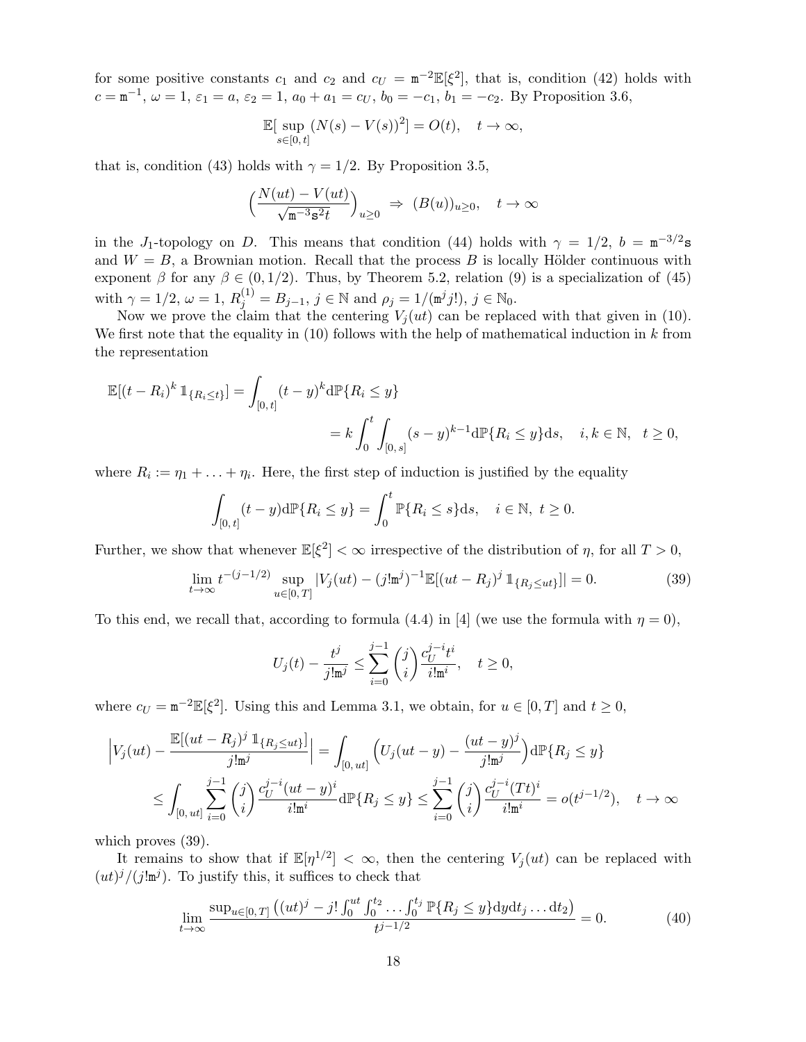for some positive constants $c_1$ and $c_2$ and $c_U = \mathtt{m}^{-2}\mathbb{E}[\xi^2]$, that is, condition (42) holds with $c = \mathtt{m}^{-1}$, $\omega = 1$, $\varepsilon_1 = a$, $\varepsilon_2 = 1$, $a_0 + a_1 = c_U$, $b_0 = -c_1$, $b_1 = -c_2$. By Proposition 3.6,

$$\mathbb{E}[\sup_{s\in[0,\,t]}(N(s) - V(s))^2] = O(t), \quad t \to \infty,$$

that is, condition (43) holds with $\gamma = 1/2$. By Proposition 3.5,

$$\Big(\frac{N(ut) - V(ut)}{\sqrt{\mathtt{m}^{-3}\mathtt{s}^2 t}}\Big)_{u\geq 0} \Rightarrow (B(u))_{u\geq 0}, \quad t \to \infty$$

in the $J_1$-topology on $D$. This means that condition (44) holds with $\gamma = 1/2$, $b = \mathtt{m}^{-3/2}\mathtt{s}$ and $W = B$, a Brownian motion. Recall that the process $B$ is locally Hölder continuous with exponent $\beta$ for any $\beta \in (0, 1/2)$. Thus, by Theorem 5.2, relation (9) is a specialization of (45) with $\gamma = 1/2$, $\omega = 1$, $R_j^{(1)} = B_{j-1}$, $j \in \mathbb{N}$ and $\rho_j = 1/(\mathtt{m}^j j!)$, $j \in \mathbb{N}_0$.

Now we prove the claim that the centering $V_j(ut)$ can be replaced with that given in (10). We first note that the equality in (10) follows with the help of mathematical induction in $k$ from the representation

$$\mathbb{E}[(t - R_i)^k \,\mathbb{1}_{\{R_i\leq t\}}] = \int_{[0,\,t]}(t-y)^k \mathrm{d}\mathbb{P}\{R_i \leq y\}$$
$$= k\int_0^t \int_{[0,\,s]}(s-y)^{k-1}\mathrm{d}\mathbb{P}\{R_i \leq y\}\mathrm{d}s, \quad i, k \in \mathbb{N}, \quad t \geq 0,$$

where $R_i := \eta_1 + \ldots + \eta_i$. Here, the first step of induction is justified by the equality

$$\int_{[0,\,t]}(t-y)\mathrm{d}\mathbb{P}\{R_i \leq y\} = \int_0^t \mathbb{P}\{R_i \leq s\}\mathrm{d}s, \quad i \in \mathbb{N}, \ t \geq 0.$$

Further, we show that whenever $\mathbb{E}[\xi^2] < \infty$ irrespective of the distribution of $\eta$, for all $T > 0$,

$$\lim_{t\to\infty} t^{-(j-1/2)} \sup_{u\in[0,\,T]} |V_j(ut) - (j!\mathtt{m}^j)^{-1}\mathbb{E}[(ut - R_j)^j \,\mathbb{1}_{\{R_j\leq ut\}}]| = 0. \tag{39}$$

To this end, we recall that, according to formula (4.4) in [4] (we use the formula with $\eta = 0$),

$$U_j(t) - \frac{t^j}{j!\mathtt{m}^j} \leq \sum_{i=0}^{j-1}\binom{j}{i}\frac{c_U^{j-i}t^i}{i!\mathtt{m}^i}, \quad t \geq 0,$$

where $c_U = \mathtt{m}^{-2}\mathbb{E}[\xi^2]$. Using this and Lemma 3.1, we obtain, for $u \in [0, T]$ and $t \geq 0$,

$$\Big|V_j(ut) - \frac{\mathbb{E}[(ut - R_j)^j \,\mathbb{1}_{\{R_j\leq ut\}}]}{j!\mathtt{m}^j}\Big| = \int_{[0,\,ut]}\Big(U_j(ut - y) - \frac{(ut-y)^j}{j!\mathtt{m}^j}\Big)\mathrm{d}\mathbb{P}\{R_j \leq y\}$$
$$\leq \int_{[0,\,ut]}\sum_{i=0}^{j-1}\binom{j}{i}\frac{c_U^{j-i}(ut-y)^i}{i!\mathtt{m}^i}\mathrm{d}\mathbb{P}\{R_j \leq y\} \leq \sum_{i=0}^{j-1}\binom{j}{i}\frac{c_U^{j-i}(Tt)^i}{i!\mathtt{m}^i} = o(t^{j-1/2}), \quad t \to \infty$$

which proves (39).

It remains to show that if $\mathbb{E}[\eta^{1/2}] < \infty$, then the centering $V_j(ut)$ can be replaced with $(ut)^j/(j!\mathtt{m}^j)$. To justify this, it suffices to check that

$$\lim_{t\to\infty}\frac{\sup_{u\in[0,\,T]}\big((ut)^j - j!\int_0^{ut}\int_0^{t_2}\ldots\int_0^{t_j}\mathbb{P}\{R_j \leq y\}\mathrm{d}y\mathrm{d}t_j\ldots\mathrm{d}t_2\big)}{t^{j-1/2}} = 0. \tag{40}$$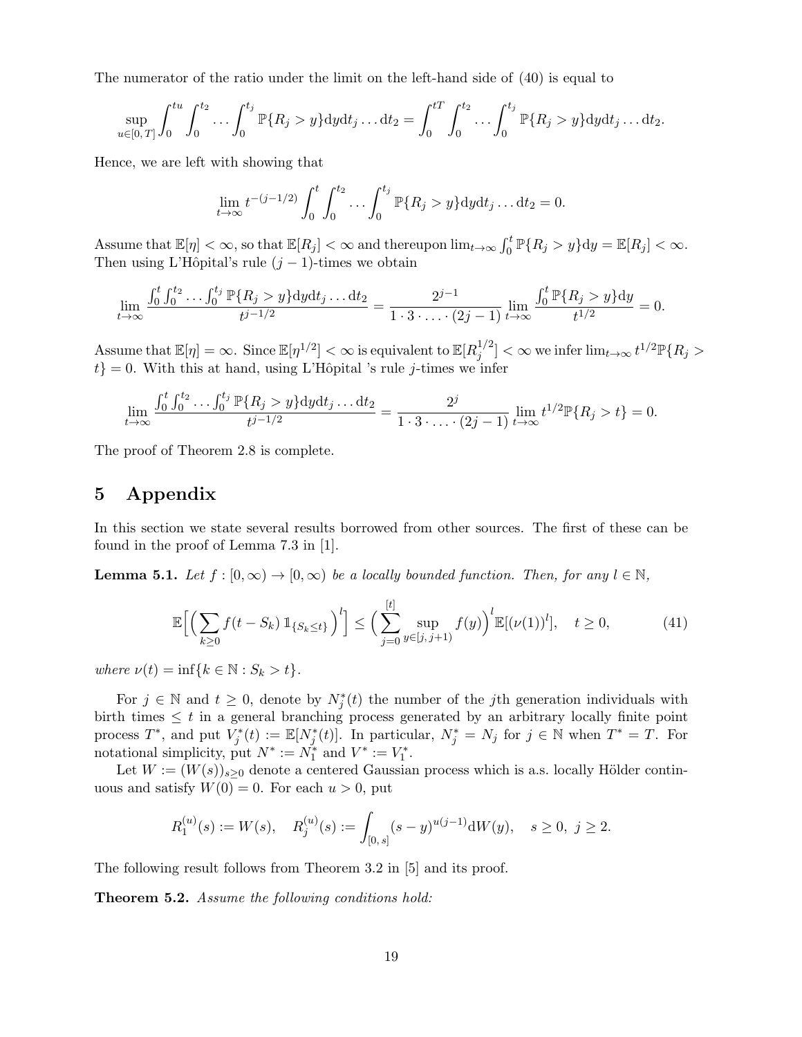The numerator of the ratio under the limit on the left-hand side of (40) is equal to

$$\sup_{u\in[0,T]}\int_0^{tu}\int_0^{t_2}\dots\int_0^{t_j}\mathbb{P}\{R_j>y\}\mathrm{d}y\mathrm{d}t_j\dots\mathrm{d}t_2=\int_0^{tT}\int_0^{t_2}\dots\int_0^{t_j}\mathbb{P}\{R_j>y\}\mathrm{d}y\mathrm{d}t_j\dots\mathrm{d}t_2.$$

Hence, we are left with showing that

$$\lim_{t\to\infty}t^{-(j-1/2)}\int_0^{t}\int_0^{t_2}\dots\int_0^{t_j}\mathbb{P}\{R_j>y\}\mathrm{d}y\mathrm{d}t_j\dots\mathrm{d}t_2=0.$$

Assume that $\mathbb{E}[\eta]<\infty$, so that $\mathbb{E}[R_j]<\infty$ and thereupon $\lim_{t\to\infty}\int_0^t\mathbb{P}\{R_j>y\}\mathrm{d}y=\mathbb{E}[R_j]<\infty$. Then using L'Hôpital's rule $(j-1)$-times we obtain

$$\lim_{t\to\infty}\frac{\int_0^{t}\int_0^{t_2}\dots\int_0^{t_j}\mathbb{P}\{R_j>y\}\mathrm{d}y\mathrm{d}t_j\dots\mathrm{d}t_2}{t^{j-1/2}}=\frac{2^{j-1}}{1\cdot 3\cdot\ldots\cdot(2j-1)}\lim_{t\to\infty}\frac{\int_0^t\mathbb{P}\{R_j>y\}\mathrm{d}y}{t^{1/2}}=0.$$

Assume that $\mathbb{E}[\eta]=\infty$. Since $\mathbb{E}[\eta^{1/2}]<\infty$ is equivalent to $\mathbb{E}[R_j^{1/2}]<\infty$ we infer $\lim_{t\to\infty}t^{1/2}\mathbb{P}\{R_j>t\}=0$. With this at hand, using L'Hôpital 's rule $j$-times we infer

$$\lim_{t\to\infty}\frac{\int_0^{t}\int_0^{t_2}\dots\int_0^{t_j}\mathbb{P}\{R_j>y\}\mathrm{d}y\mathrm{d}t_j\dots\mathrm{d}t_2}{t^{j-1/2}}=\frac{2^{j}}{1\cdot 3\cdot\ldots\cdot(2j-1)}\lim_{t\to\infty}t^{1/2}\mathbb{P}\{R_j>t\}=0.$$

The proof of Theorem 2.8 is complete.

# 5 Appendix

In this section we state several results borrowed from other sources. The first of these can be found in the proof of Lemma 7.3 in [1].

**Lemma 5.1.** *Let $f:[0,\infty)\to[0,\infty)$ be a locally bounded function. Then, for any $l\in\mathbb{N}$,*

$$\mathbb{E}\Big[\Big(\sum_{k\geq 0}f(t-S_k)\,\mathbb{1}_{\{S_k\leq t\}}\Big)^l\Big]\leq\Big(\sum_{j=0}^{[t]}\sup_{y\in[j,\,j+1)}f(y)\Big)^l\mathbb{E}[(\nu(1))^l],\quad t\geq 0,\tag{41}$$

*where $\nu(t)=\inf\{k\in\mathbb{N}:S_k>t\}$.*

For $j\in\mathbb{N}$ and $t\geq 0$, denote by $N_j^*(t)$ the number of the $j$th generation individuals with birth times $\leq t$ in a general branching process generated by an arbitrary locally finite point process $T^*$, and put $V_j^*(t):=\mathbb{E}[N_j^*(t)]$. In particular, $N_j^*=N_j$ for $j\in\mathbb{N}$ when $T^*=T$. For notational simplicity, put $N^*:=N_1^*$ and $V^*:=V_1^*$.

Let $W:=(W(s))_{s\geq 0}$ denote a centered Gaussian process which is a.s. locally Hölder continuous and satisfy $W(0)=0$. For each $u>0$, put

$$R_1^{(u)}(s):=W(s),\quad R_j^{(u)}(s):=\int_{[0,\,s]}(s-y)^{u(j-1)}\mathrm{d}W(y),\quad s\geq 0,\ j\geq 2.$$

The following result follows from Theorem 3.2 in [5] and its proof.

**Theorem 5.2.** *Assume the following conditions hold:*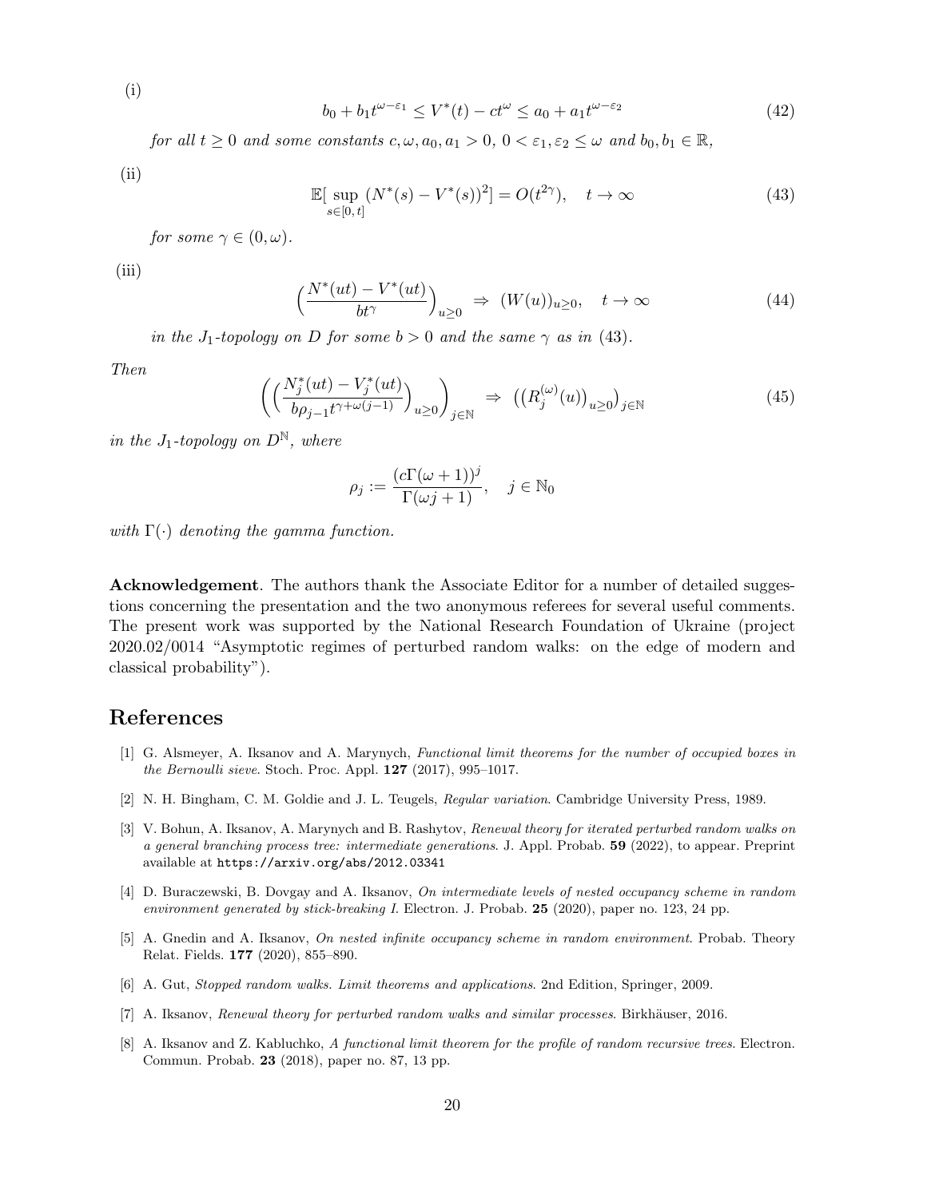(i)
$$b_0 + b_1 t^{\omega - \varepsilon_1} \le V^*(t) - ct^{\omega} \le a_0 + a_1 t^{\omega - \varepsilon_2} \tag{42}$$

*for all $t \ge 0$ and some constants $c, \omega, a_0, a_1 > 0$, $0 < \varepsilon_1, \varepsilon_2 \le \omega$ and $b_0, b_1 \in \mathbb{R}$,*

(ii)
$$\mathbb{E}[\sup_{s \in [0,\, t]} (N^*(s) - V^*(s))^2] = O(t^{2\gamma}), \quad t \to \infty \tag{43}$$

*for some $\gamma \in (0, \omega)$.*

(iii)
$$\Big( \frac{N^*(ut) - V^*(ut)}{bt^{\gamma}} \Big)_{u \ge 0} \ \Rightarrow \ (W(u))_{u \ge 0}, \quad t \to \infty \tag{44}$$

*in the $J_1$-topology on $D$ for some $b > 0$ and the same $\gamma$ as in (43).*

*Then*
$$\bigg( \Big( \frac{N_j^*(ut) - V_j^*(ut)}{b\rho_{j-1} t^{\gamma + \omega(j-1)}} \Big)_{u \ge 0} \bigg)_{j \in \mathbb{N}} \ \Rightarrow \ \big( \big( R_j^{(\omega)}(u) \big)_{u \ge 0} \big)_{j \in \mathbb{N}} \tag{45}$$

*in the $J_1$-topology on $D^{\mathbb{N}}$, where*

$$\rho_j := \frac{(c\Gamma(\omega + 1))^j}{\Gamma(\omega j + 1)}, \quad j \in \mathbb{N}_0$$

*with $\Gamma(\cdot)$ denoting the gamma function.*

**Acknowledgement**. The authors thank the Associate Editor for a number of detailed suggestions concerning the presentation and the two anonymous referees for several useful comments. The present work was supported by the National Research Foundation of Ukraine (project 2020.02/0014 "Asymptotic regimes of perturbed random walks: on the edge of modern and classical probability").

# References

[1] G. Alsmeyer, A. Iksanov and A. Marynych, *Functional limit theorems for the number of occupied boxes in the Bernoulli sieve*. Stoch. Proc. Appl. **127** (2017), 995–1017.

[2] N. H. Bingham, C. M. Goldie and J. L. Teugels, *Regular variation*. Cambridge University Press, 1989.

[3] V. Bohun, A. Iksanov, A. Marynych and B. Rashytov, *Renewal theory for iterated perturbed random walks on a general branching process tree: intermediate generations*. J. Appl. Probab. **59** (2022), to appear. Preprint available at https://arxiv.org/abs/2012.03341

[4] D. Buraczewski, B. Dovgay and A. Iksanov, *On intermediate levels of nested occupancy scheme in random environment generated by stick-breaking I*. Electron. J. Probab. **25** (2020), paper no. 123, 24 pp.

[5] A. Gnedin and A. Iksanov, *On nested infinite occupancy scheme in random environment*. Probab. Theory Relat. Fields. **177** (2020), 855–890.

[6] A. Gut, *Stopped random walks. Limit theorems and applications*. 2nd Edition, Springer, 2009.

[7] A. Iksanov, *Renewal theory for perturbed random walks and similar processes*. Birkhäuser, 2016.

[8] A. Iksanov and Z. Kabluchko, *A functional limit theorem for the profile of random recursive trees*. Electron. Commun. Probab. **23** (2018), paper no. 87, 13 pp.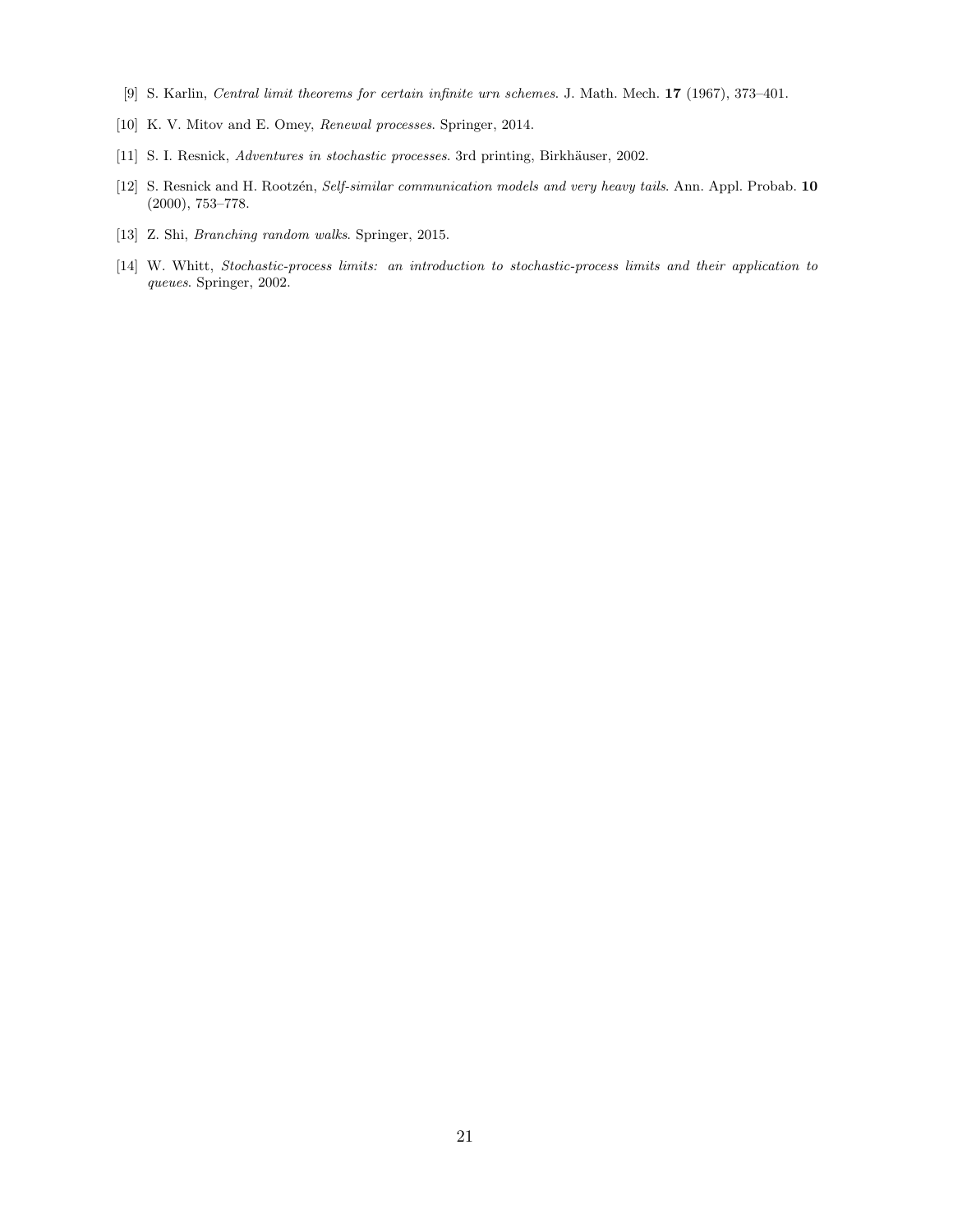[9] S. Karlin, *Central limit theorems for certain infinite urn schemes*. J. Math. Mech. **17** (1967), 373–401.

[10] K. V. Mitov and E. Omey, *Renewal processes*. Springer, 2014.

[11] S. I. Resnick, *Adventures in stochastic processes*. 3rd printing, Birkhäuser, 2002.

[12] S. Resnick and H. Rootzén, *Self-similar communication models and very heavy tails*. Ann. Appl. Probab. **10** (2000), 753–778.

[13] Z. Shi, *Branching random walks*. Springer, 2015.

[14] W. Whitt, *Stochastic-process limits: an introduction to stochastic-process limits and their application to queues*. Springer, 2002.